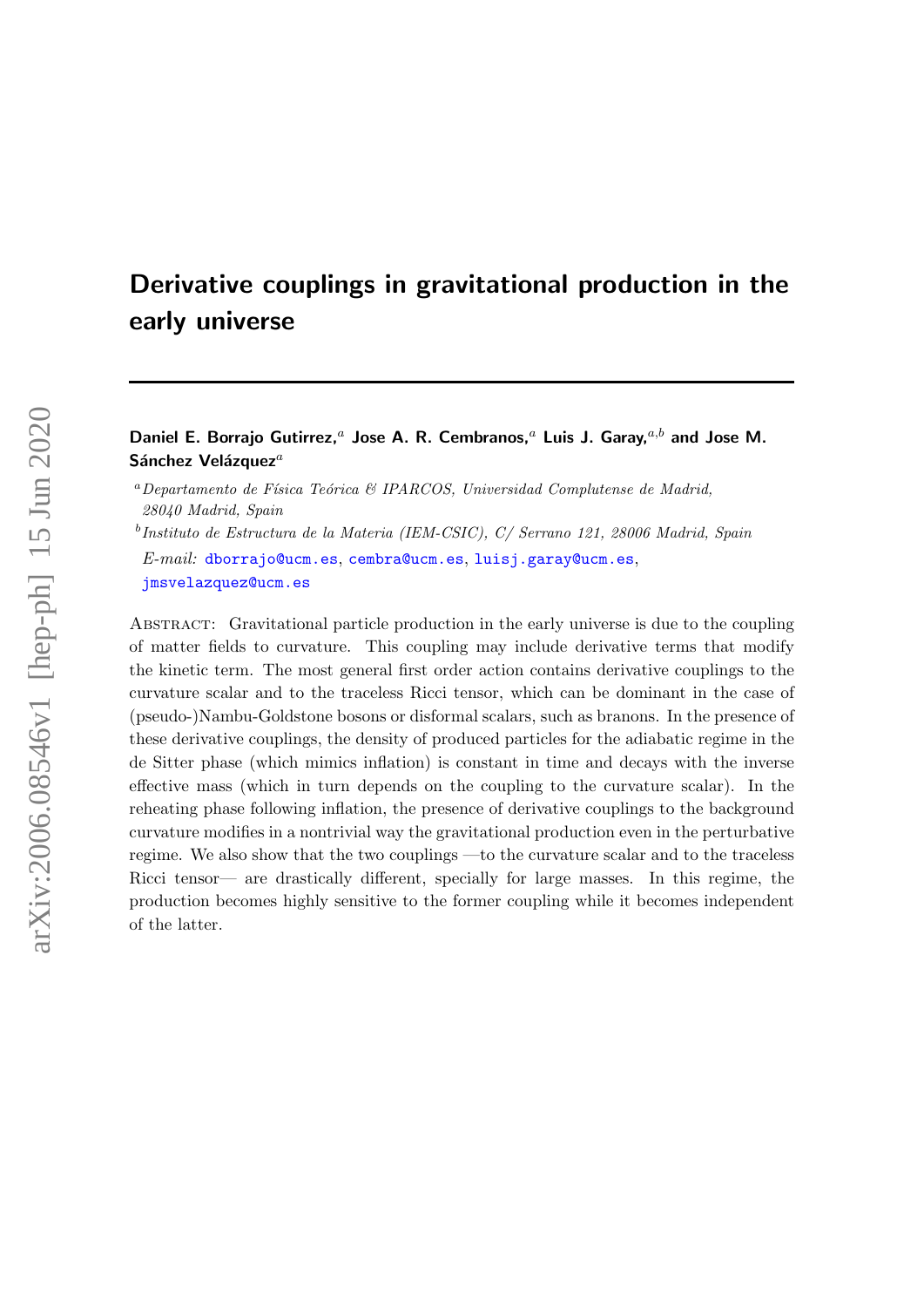# Derivative couplings in gravitational production in the early universe

**Daniel E. Borrajo Gutirrez,**[a] **Jose A. R. Cembranos,**[a] **Luis J. Garay,**[a,b] **and Jose M. Sánchez Velázquez**[a]

[a] *Departamento de Física Teórica & IPARCOS, Universidad Complutense de Madrid, 28040 Madrid, Spain*

[b] *Instituto de Estructura de la Materia (IEM-CSIC), C/ Serrano 121, 28006 Madrid, Spain*

*E-mail:* dborrajo@ucm.es, cembra@ucm.es, luisj.garay@ucm.es, jmsvelazquez@ucm.es

Abstract: Gravitational particle production in the early universe is due to the coupling of matter fields to curvature. This coupling may include derivative terms that modify the kinetic term. The most general first order action contains derivative couplings to the curvature scalar and to the traceless Ricci tensor, which can be dominant in the case of (pseudo-)Nambu-Goldstone bosons or disformal scalars, such as branons. In the presence of these derivative couplings, the density of produced particles for the adiabatic regime in the de Sitter phase (which mimics inflation) is constant in time and decays with the inverse effective mass (which in turn depends on the coupling to the curvature scalar). In the reheating phase following inflation, the presence of derivative couplings to the background curvature modifies in a nontrivial way the gravitational production even in the perturbative regime. We also show that the two couplings —to the curvature scalar and to the traceless Ricci tensor— are drastically different, specially for large masses. In this regime, the production becomes highly sensitive to the former coupling while it becomes independent of the latter.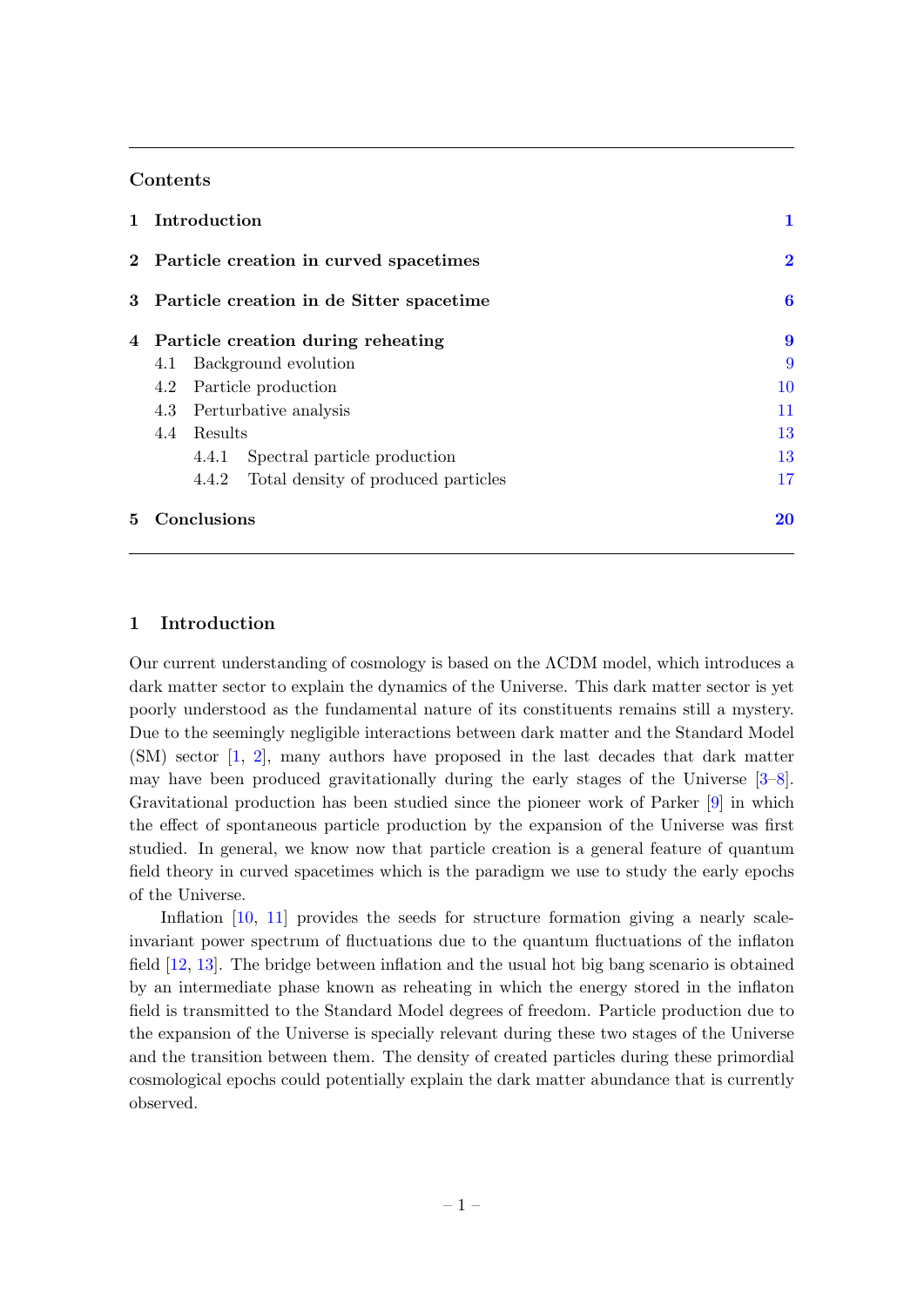## Contents

| | | |
|---|---|---|
| **1** | **Introduction** | **1** |
| **2** | **Particle creation in curved spacetimes** | **2** |
| **3** | **Particle creation in de Sitter spacetime** | **6** |
| **4** | **Particle creation during reheating** | **9** |
| | 4.1 Background evolution | 9 |
| | 4.2 Particle production | 10 |
| | 4.3 Perturbative analysis | 11 |
| | 4.4 Results | 13 |
| | 4.4.1 Spectral particle production | 13 |
| | 4.4.2 Total density of produced particles | 17 |
| **5** | **Conclusions** | **20** |

# 1 Introduction

Our current understanding of cosmology is based on the ΛCDM model, which introduces a dark matter sector to explain the dynamics of the Universe. This dark matter sector is yet poorly understood as the fundamental nature of its constituents remains still a mystery. Due to the seemingly negligible interactions between dark matter and the Standard Model (SM) sector [1, 2], many authors have proposed in the last decades that dark matter may have been produced gravitationally during the early stages of the Universe [3–8]. Gravitational production has been studied since the pioneer work of Parker [9] in which the effect of spontaneous particle production by the expansion of the Universe was first studied. In general, we know now that particle creation is a general feature of quantum field theory in curved spacetimes which is the paradigm we use to study the early epochs of the Universe.

Inflation [10, 11] provides the seeds for structure formation giving a nearly scale-invariant power spectrum of fluctuations due to the quantum fluctuations of the inflaton field [12, 13]. The bridge between inflation and the usual hot big bang scenario is obtained by an intermediate phase known as reheating in which the energy stored in the inflaton field is transmitted to the Standard Model degrees of freedom. Particle production due to the expansion of the Universe is specially relevant during these two stages of the Universe and the transition between them. The density of created particles during these primordial cosmological epochs could potentially explain the dark matter abundance that is currently observed.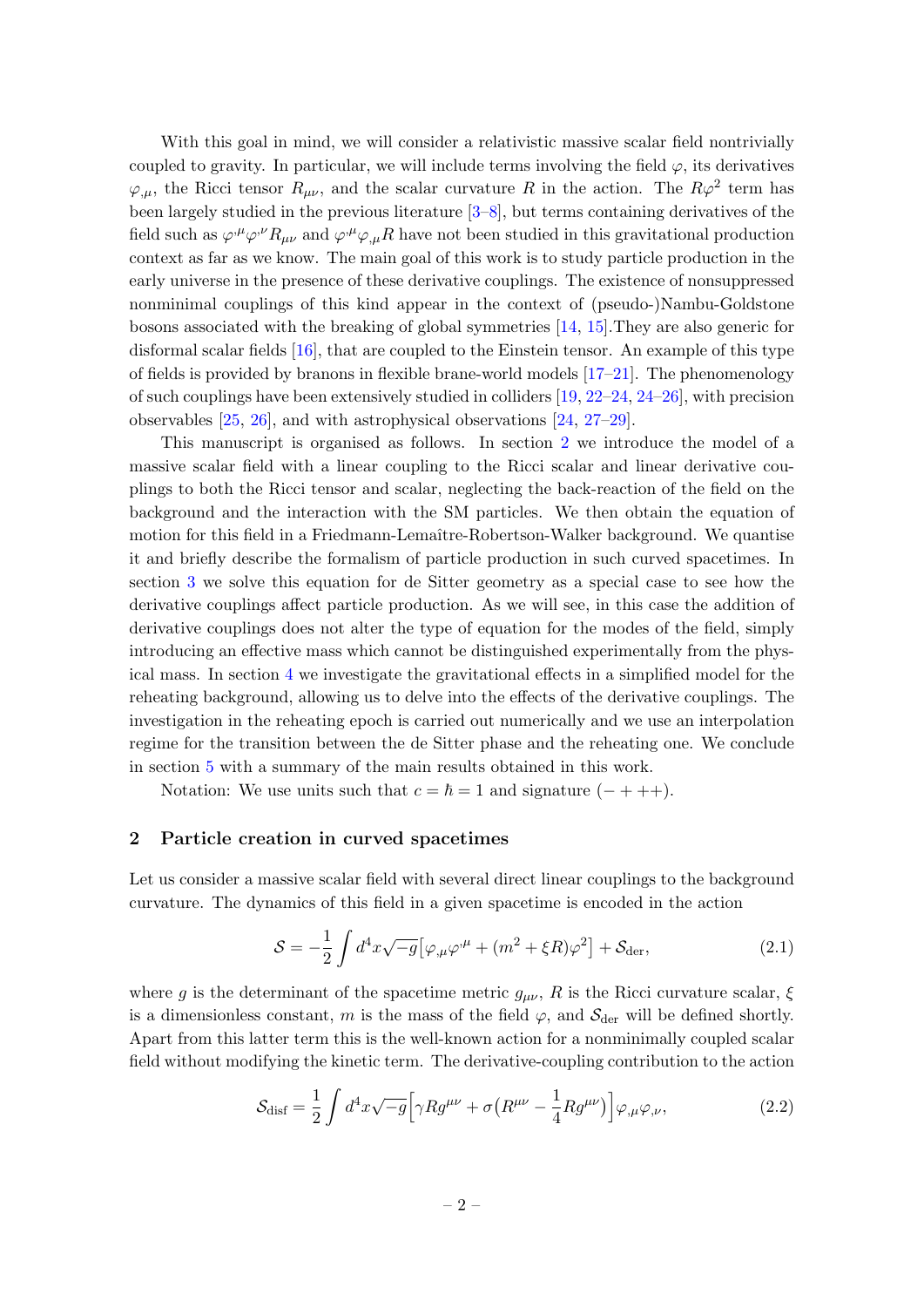With this goal in mind, we will consider a relativistic massive scalar field nontrivially coupled to gravity. In particular, we will include terms involving the field $\varphi$, its derivatives $\varphi_{,\mu}$, the Ricci tensor $R_{\mu\nu}$, and the scalar curvature $R$ in the action. The $R\varphi^2$ term has been largely studied in the previous literature [3–8], but terms containing derivatives of the field such as $\varphi^{,\mu}\varphi^{,\nu}R_{\mu\nu}$ and $\varphi^{,\mu}\varphi_{,\mu}R$ have not been studied in this gravitational production context as far as we know. The main goal of this work is to study particle production in the early universe in the presence of these derivative couplings. The existence of nonsuppressed nonminimal couplings of this kind appear in the context of (pseudo-)Nambu-Goldstone bosons associated with the breaking of global symmetries [14, 15].They are also generic for disformal scalar fields [16], that are coupled to the Einstein tensor. An example of this type of fields is provided by branons in flexible brane-world models [17–21]. The phenomenology of such couplings have been extensively studied in colliders [19, 22–24, 24–26], with precision observables [25, 26], and with astrophysical observations [24, 27–29].

This manuscript is organised as follows. In section 2 we introduce the model of a massive scalar field with a linear coupling to the Ricci scalar and linear derivative couplings to both the Ricci tensor and scalar, neglecting the back-reaction of the field on the background and the interaction with the SM particles. We then obtain the equation of motion for this field in a Friedmann-Lemaître-Robertson-Walker background. We quantise it and briefly describe the formalism of particle production in such curved spacetimes. In section 3 we solve this equation for de Sitter geometry as a special case to see how the derivative couplings affect particle production. As we will see, in this case the addition of derivative couplings does not alter the type of equation for the modes of the field, simply introducing an effective mass which cannot be distinguished experimentally from the physical mass. In section 4 we investigate the gravitational effects in a simplified model for the reheating background, allowing us to delve into the effects of the derivative couplings. The investigation in the reheating epoch is carried out numerically and we use an interpolation regime for the transition between the de Sitter phase and the reheating one. We conclude in section 5 with a summary of the main results obtained in this work.

Notation: We use units such that $c = \hbar = 1$ and signature $(-+++)$.

## 2 Particle creation in curved spacetimes

Let us consider a massive scalar field with several direct linear couplings to the background curvature. The dynamics of this field in a given spacetime is encoded in the action

$$\mathcal{S} = -\frac{1}{2}\int d^4x\sqrt{-g}\left[\varphi_{,\mu}\varphi^{,\mu} + (m^2 + \xi R)\varphi^2\right] + \mathcal{S}_{\rm der}, \tag{2.1}$$

where $g$ is the determinant of the spacetime metric $g_{\mu\nu}$, $R$ is the Ricci curvature scalar, $\xi$ is a dimensionless constant, $m$ is the mass of the field $\varphi$, and $\mathcal{S}_{\rm der}$ will be defined shortly. Apart from this latter term this is the well-known action for a nonminimally coupled scalar field without modifying the kinetic term. The derivative-coupling contribution to the action

$$\mathcal{S}_{\rm disf} = \frac{1}{2}\int d^4x\sqrt{-g}\Big[\gamma R g^{\mu\nu} + \sigma\big(R^{\mu\nu} - \frac{1}{4}Rg^{\mu\nu}\big)\Big]\varphi_{,\mu}\varphi_{,\nu}, \tag{2.2}$$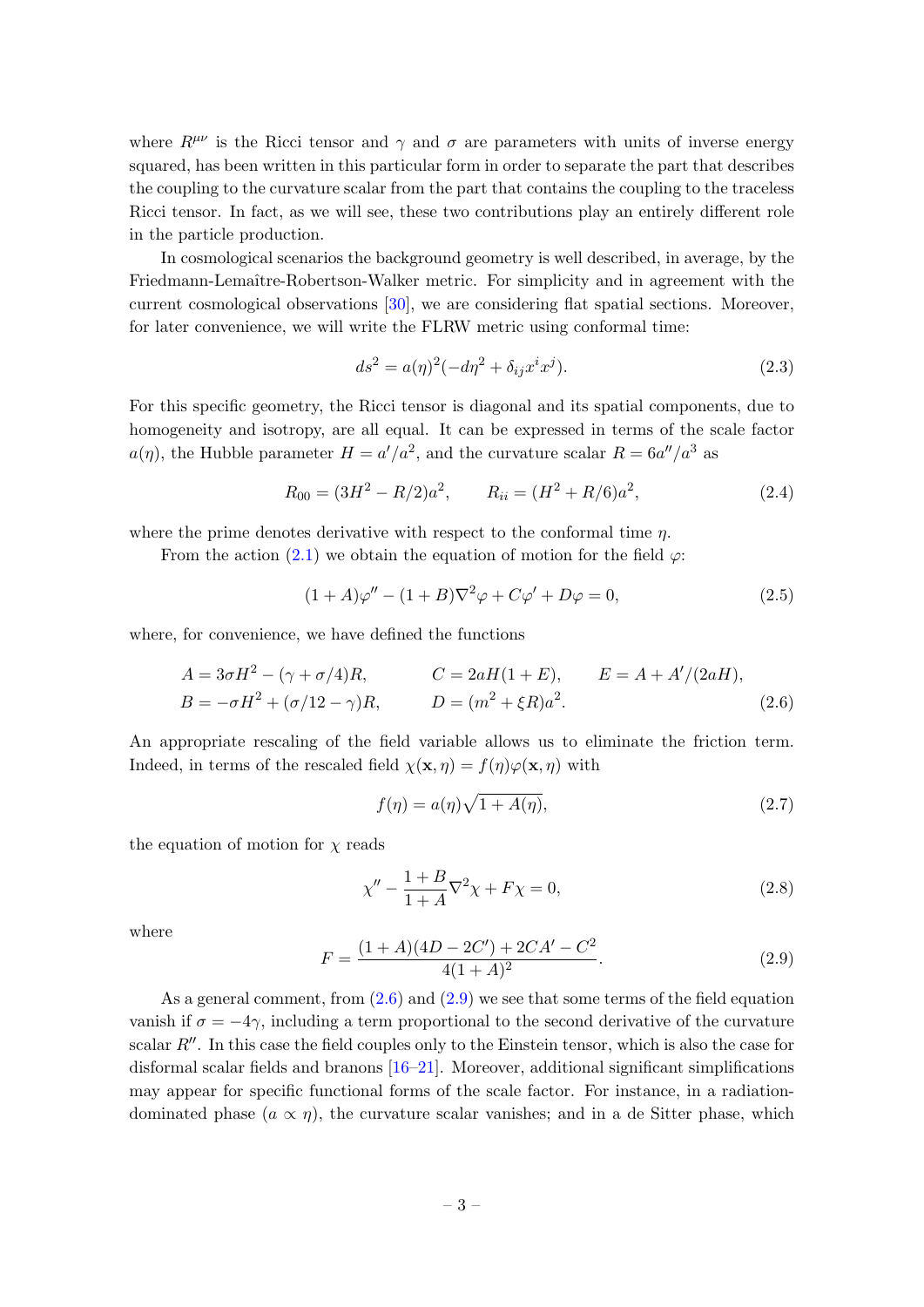where $R^{\mu\nu}$ is the Ricci tensor and $\gamma$ and $\sigma$ are parameters with units of inverse energy squared, has been written in this particular form in order to separate the part that describes the coupling to the curvature scalar from the part that contains the coupling to the traceless Ricci tensor. In fact, as we will see, these two contributions play an entirely different role in the particle production.

In cosmological scenarios the background geometry is well described, in average, by the Friedmann-Lemaître-Robertson-Walker metric. For simplicity and in agreement with the current cosmological observations [30], we are considering flat spatial sections. Moreover, for later convenience, we will write the FLRW metric using conformal time:

$$ds^2 = a(\eta)^2(-d\eta^2 + \delta_{ij}x^i x^j). \tag{2.3}$$

For this specific geometry, the Ricci tensor is diagonal and its spatial components, due to homogeneity and isotropy, are all equal. It can be expressed in terms of the scale factor $a(\eta)$, the Hubble parameter $H = a'/a^2$, and the curvature scalar $R = 6a''/a^3$ as

$$R_{00} = (3H^2 - R/2)a^2, \qquad R_{ii} = (H^2 + R/6)a^2, \tag{2.4}$$

where the prime denotes derivative with respect to the conformal time $\eta$.

From the action (2.1) we obtain the equation of motion for the field $\varphi$:

$$(1 + A)\varphi'' - (1 + B)\nabla^2\varphi + C\varphi' + D\varphi = 0, \tag{2.5}$$

where, for convenience, we have defined the functions

$$\begin{aligned}
A &= 3\sigma H^2 - (\gamma + \sigma/4)R, \qquad & C &= 2aH(1 + E), \qquad & E &= A + A'/(2aH), \\
B &= -\sigma H^2 + (\sigma/12 - \gamma)R, \qquad & D &= (m^2 + \xi R)a^2.
\end{aligned} \tag{2.6}$$

An appropriate rescaling of the field variable allows us to eliminate the friction term. Indeed, in terms of the rescaled field $\chi(\mathbf{x}, \eta) = f(\eta)\varphi(\mathbf{x}, \eta)$ with

$$f(\eta) = a(\eta)\sqrt{1 + A(\eta)}, \tag{2.7}$$

the equation of motion for $\chi$ reads

$$\chi'' - \frac{1 + B}{1 + A}\nabla^2\chi + F\chi = 0, \tag{2.8}$$

where

$$F = \frac{(1 + A)(4D - 2C') + 2CA' - C^2}{4(1 + A)^2}. \tag{2.9}$$

As a general comment, from (2.6) and (2.9) we see that some terms of the field equation vanish if $\sigma = -4\gamma$, including a term proportional to the second derivative of the curvature scalar $R''$. In this case the field couples only to the Einstein tensor, which is also the case for disformal scalar fields and branons [16–21]. Moreover, additional significant simplifications may appear for specific functional forms of the scale factor. For instance, in a radiation-dominated phase ($a \propto \eta$), the curvature scalar vanishes; and in a de Sitter phase, which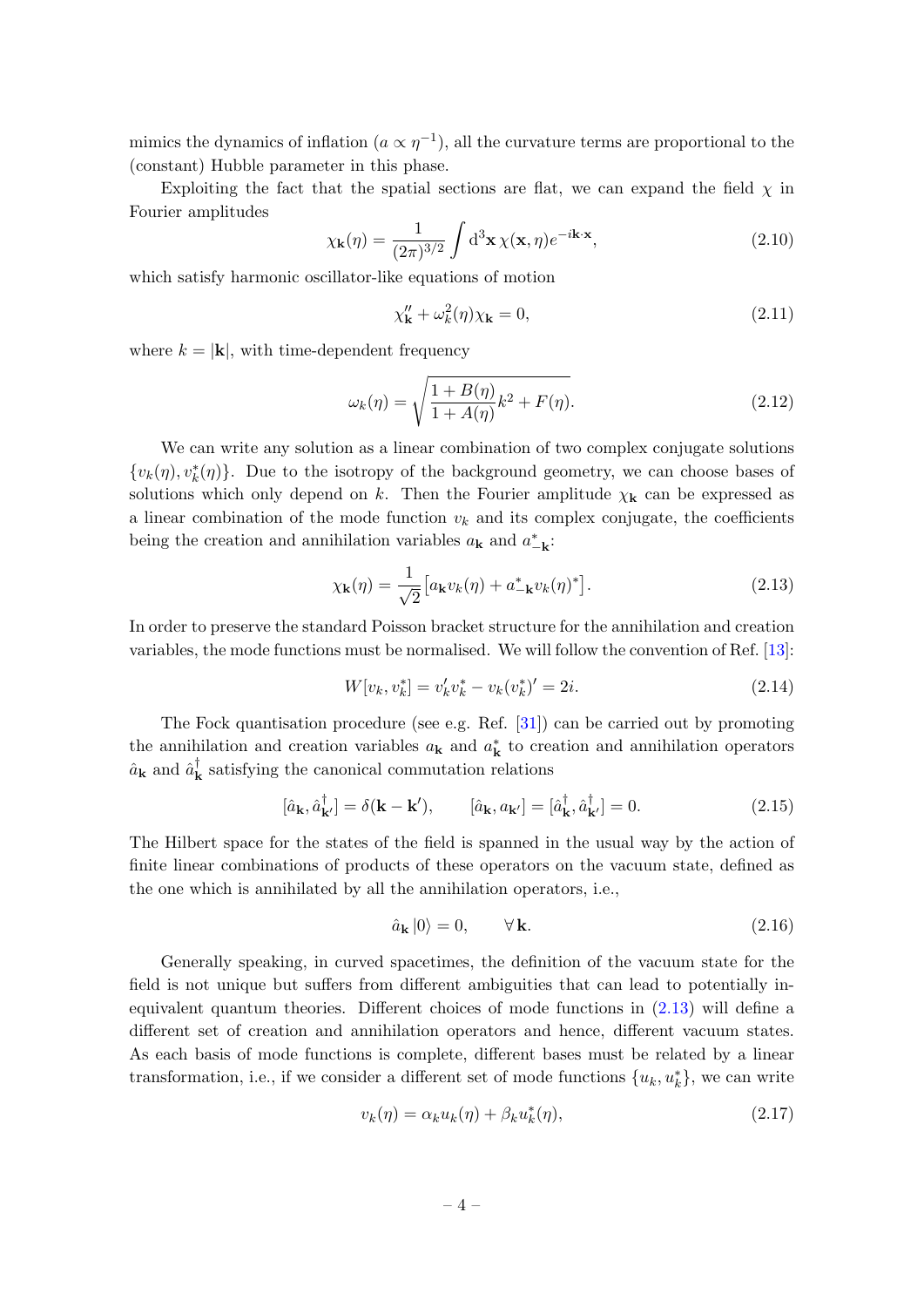mimics the dynamics of inflation ($a \propto \eta^{-1}$), all the curvature terms are proportional to the (constant) Hubble parameter in this phase.

Exploiting the fact that the spatial sections are flat, we can expand the field $\chi$ in Fourier amplitudes

$$\chi_{\mathbf{k}}(\eta) = \frac{1}{(2\pi)^{3/2}} \int \mathrm{d}^3\mathbf{x}\, \chi(\mathbf{x}, \eta) e^{-i\mathbf{k}\cdot\mathbf{x}}, \tag{2.10}$$

which satisfy harmonic oscillator-like equations of motion

$$\chi_{\mathbf{k}}'' + \omega_k^2(\eta)\chi_{\mathbf{k}} = 0, \tag{2.11}$$

where $k = |\mathbf{k}|$, with time-dependent frequency

$$\omega_k(\eta) = \sqrt{\frac{1 + B(\eta)}{1 + A(\eta)} k^2 + F(\eta)}. \tag{2.12}$$

We can write any solution as a linear combination of two complex conjugate solutions $\{v_k(\eta), v_k^*(\eta)\}$. Due to the isotropy of the background geometry, we can choose bases of solutions which only depend on $k$. Then the Fourier amplitude $\chi_{\mathbf{k}}$ can be expressed as a linear combination of the mode function $v_k$ and its complex conjugate, the coefficients being the creation and annihilation variables $a_{\mathbf{k}}$ and $a_{-\mathbf{k}}^*$:

$$\chi_{\mathbf{k}}(\eta) = \frac{1}{\sqrt{2}} \big[a_{\mathbf{k}} v_k(\eta) + a_{-\mathbf{k}}^* v_k(\eta)^*\big]. \tag{2.13}$$

In order to preserve the standard Poisson bracket structure for the annihilation and creation variables, the mode functions must be normalised. We will follow the convention of Ref. [13]:

$$W[v_k, v_k^*] = v_k' v_k^* - v_k (v_k^*)' = 2i. \tag{2.14}$$

The Fock quantisation procedure (see e.g. Ref. [31]) can be carried out by promoting the annihilation and creation variables $a_{\mathbf{k}}$ and $a_{\mathbf{k}}^*$ to creation and annihilation operators $\hat{a}_{\mathbf{k}}$ and $\hat{a}_{\mathbf{k}}^\dagger$ satisfying the canonical commutation relations

$$[\hat{a}_{\mathbf{k}}, \hat{a}_{\mathbf{k}'}^\dagger] = \delta(\mathbf{k} - \mathbf{k}'), \qquad [\hat{a}_{\mathbf{k}}, a_{\mathbf{k}'}] = [\hat{a}_{\mathbf{k}}^\dagger, \hat{a}_{\mathbf{k}'}^\dagger] = 0. \tag{2.15}$$

The Hilbert space for the states of the field is spanned in the usual way by the action of finite linear combinations of products of these operators on the vacuum state, defined as the one which is annihilated by all the annihilation operators, i.e.,

$$\hat{a}_{\mathbf{k}} |0\rangle = 0, \qquad \forall\, \mathbf{k}. \tag{2.16}$$

Generally speaking, in curved spacetimes, the definition of the vacuum state for the field is not unique but suffers from different ambiguities that can lead to potentially inequivalent quantum theories. Different choices of mode functions in (2.13) will define a different set of creation and annihilation operators and hence, different vacuum states. As each basis of mode functions is complete, different bases must be related by a linear transformation, i.e., if we consider a different set of mode functions $\{u_k, u_k^*\}$, we can write

$$v_k(\eta) = \alpha_k u_k(\eta) + \beta_k u_k^*(\eta), \tag{2.17}$$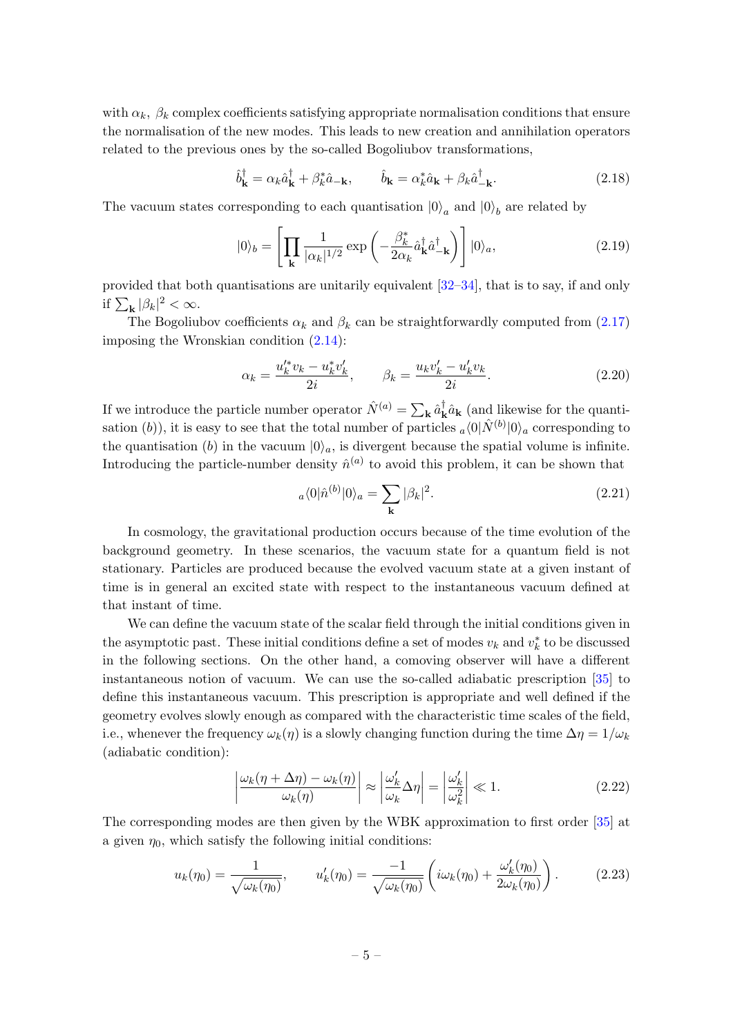with $\alpha_k$, $\beta_k$ complex coefficients satisfying appropriate normalisation conditions that ensure the normalisation of the new modes. This leads to new creation and annihilation operators related to the previous ones by the so-called Bogoliubov transformations,

$$\hat{b}^\dagger_{\mathbf{k}} = \alpha_k \hat{a}^\dagger_{\mathbf{k}} + \beta^*_k \hat{a}_{-\mathbf{k}}, \qquad \hat{b}_{\mathbf{k}} = \alpha^*_k \hat{a}_{\mathbf{k}} + \beta_k \hat{a}^\dagger_{-\mathbf{k}}. \tag{2.18}$$

The vacuum states corresponding to each quantisation $|0\rangle_a$ and $|0\rangle_b$ are related by

$$|0\rangle_b = \left[\prod_{\mathbf{k}} \frac{1}{|\alpha_k|^{1/2}} \exp\left(-\frac{\beta^*_k}{2\alpha_k} \hat{a}^\dagger_{\mathbf{k}} \hat{a}^\dagger_{-\mathbf{k}}\right)\right] |0\rangle_a, \tag{2.19}$$

provided that both quantisations are unitarily equivalent [32–34], that is to say, if and only if $\sum_{\mathbf{k}} |\beta_k|^2 < \infty$.

The Bogoliubov coefficients $\alpha_k$ and $\beta_k$ can be straightforwardly computed from (2.17) imposing the Wronskian condition (2.14):

$$\alpha_k = \frac{u'^*_k v_k - u^*_k v'_k}{2i}, \qquad \beta_k = \frac{u_k v'_k - u'_k v_k}{2i}. \tag{2.20}$$

If we introduce the particle number operator $\hat{N}^{(a)} = \sum_{\mathbf{k}} \hat{a}^\dagger_{\mathbf{k}} \hat{a}_{\mathbf{k}}$ (and likewise for the quantisation $(b)$), it is easy to see that the total number of particles ${}_a\langle 0|\hat{N}^{(b)}|0\rangle_a$ corresponding to the quantisation $(b)$ in the vacuum $|0\rangle_a$, is divergent because the spatial volume is infinite. Introducing the particle-number density $\hat{n}^{(a)}$ to avoid this problem, it can be shown that

$${}_a\langle 0|\hat{n}^{(b)}|0\rangle_a = \sum_{\mathbf{k}} |\beta_k|^2. \tag{2.21}$$

In cosmology, the gravitational production occurs because of the time evolution of the background geometry. In these scenarios, the vacuum state for a quantum field is not stationary. Particles are produced because the evolved vacuum state at a given instant of time is in general an excited state with respect to the instantaneous vacuum defined at that instant of time.

We can define the vacuum state of the scalar field through the initial conditions given in the asymptotic past. These initial conditions define a set of modes $v_k$ and $v^*_k$ to be discussed in the following sections. On the other hand, a comoving observer will have a different instantaneous notion of vacuum. We can use the so-called adiabatic prescription [35] to define this instantaneous vacuum. This prescription is appropriate and well defined if the geometry evolves slowly enough as compared with the characteristic time scales of the field, i.e., whenever the frequency $\omega_k(\eta)$ is a slowly changing function during the time $\Delta\eta = 1/\omega_k$ (adiabatic condition):

$$\left|\frac{\omega_k(\eta + \Delta\eta) - \omega_k(\eta)}{\omega_k(\eta)}\right| \approx \left|\frac{\omega'_k}{\omega_k}\Delta\eta\right| = \left|\frac{\omega'_k}{\omega^2_k}\right| \ll 1. \tag{2.22}$$

The corresponding modes are then given by the WBK approximation to first order [35] at a given $\eta_0$, which satisfy the following initial conditions:

$$u_k(\eta_0) = \frac{1}{\sqrt{\omega_k(\eta_0)}}, \qquad u'_k(\eta_0) = \frac{-1}{\sqrt{\omega_k(\eta_0)}} \left(i\omega_k(\eta_0) + \frac{\omega'_k(\eta_0)}{2\omega_k(\eta_0)}\right). \tag{2.23}$$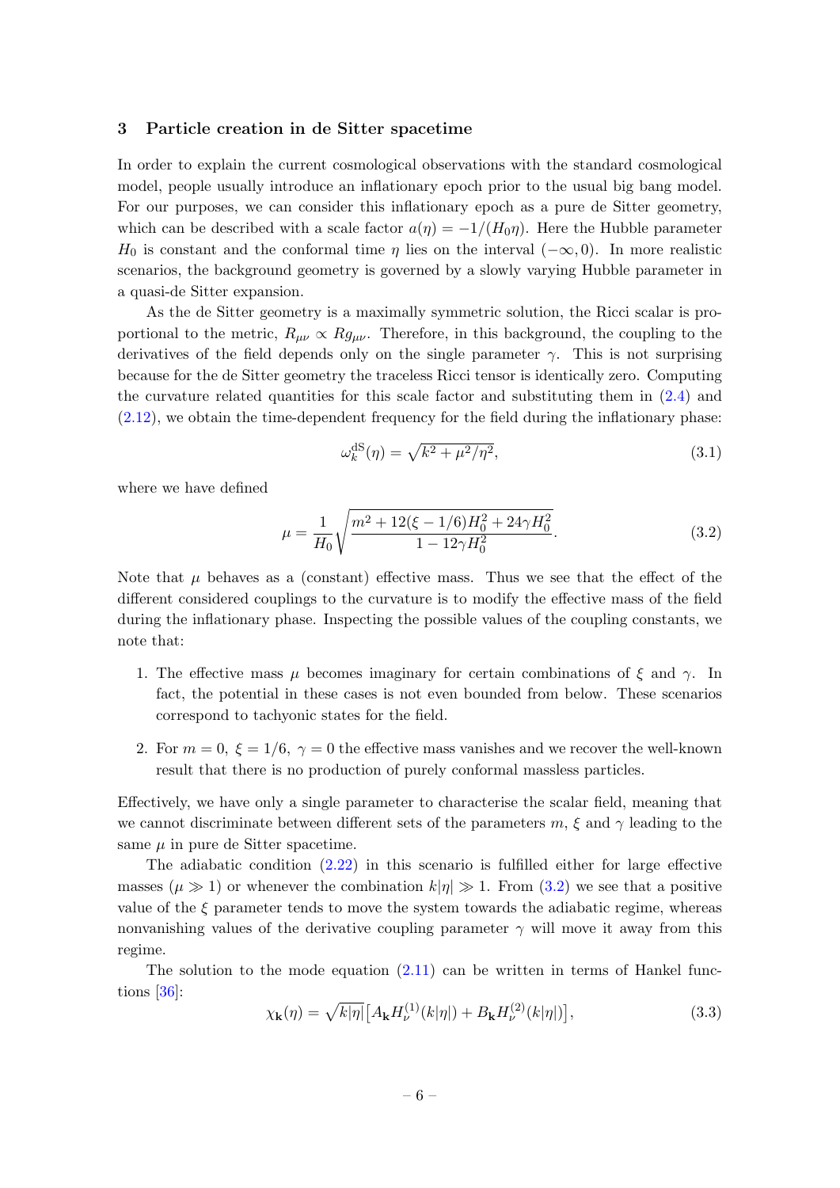## 3 Particle creation in de Sitter spacetime

In order to explain the current cosmological observations with the standard cosmological model, people usually introduce an inflationary epoch prior to the usual big bang model. For our purposes, we can consider this inflationary epoch as a pure de Sitter geometry, which can be described with a scale factor $a(\eta) = -1/(H_0\eta)$. Here the Hubble parameter $H_0$ is constant and the conformal time $\eta$ lies on the interval $(-\infty, 0)$. In more realistic scenarios, the background geometry is governed by a slowly varying Hubble parameter in a quasi-de Sitter expansion.

As the de Sitter geometry is a maximally symmetric solution, the Ricci scalar is proportional to the metric, $R_{\mu\nu} \propto R g_{\mu\nu}$. Therefore, in this background, the coupling to the derivatives of the field depends only on the single parameter $\gamma$. This is not surprising because for the de Sitter geometry the traceless Ricci tensor is identically zero. Computing the curvature related quantities for this scale factor and substituting them in (2.4) and (2.12), we obtain the time-dependent frequency for the field during the inflationary phase:

$$\omega_k^{\mathrm{dS}}(\eta) = \sqrt{k^2 + \mu^2/\eta^2}, \tag{3.1}$$

where we have defined

$$\mu = \frac{1}{H_0}\sqrt{\frac{m^2 + 12(\xi - 1/6)H_0^2 + 24\gamma H_0^2}{1 - 12\gamma H_0^2}}. \tag{3.2}$$

Note that $\mu$ behaves as a (constant) effective mass. Thus we see that the effect of the different considered couplings to the curvature is to modify the effective mass of the field during the inflationary phase. Inspecting the possible values of the coupling constants, we note that:

1. The effective mass $\mu$ becomes imaginary for certain combinations of $\xi$ and $\gamma$. In fact, the potential in these cases is not even bounded from below. These scenarios correspond to tachyonic states for the field.

2. For $m = 0$, $\xi = 1/6$, $\gamma = 0$ the effective mass vanishes and we recover the well-known result that there is no production of purely conformal massless particles.

Effectively, we have only a single parameter to characterise the scalar field, meaning that we cannot discriminate between different sets of the parameters $m$, $\xi$ and $\gamma$ leading to the same $\mu$ in pure de Sitter spacetime.

The adiabatic condition (2.22) in this scenario is fulfilled either for large effective masses ($\mu \gg 1$) or whenever the combination $k|\eta| \gg 1$. From (3.2) we see that a positive value of the $\xi$ parameter tends to move the system towards the adiabatic regime, whereas nonvanishing values of the derivative coupling parameter $\gamma$ will move it away from this regime.

The solution to the mode equation (2.11) can be written in terms of Hankel functions [36]:

$$\chi_{\mathbf{k}}(\eta) = \sqrt{k|\eta|}\big[A_{\mathbf{k}} H_\nu^{(1)}(k|\eta|) + B_{\mathbf{k}} H_\nu^{(2)}(k|\eta|)\big], \tag{3.3}$$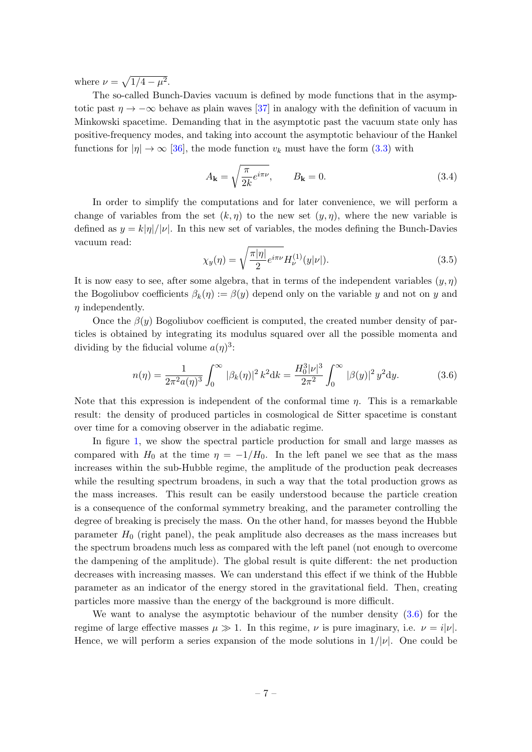where $\nu = \sqrt{1/4 - \mu^2}$.

The so-called Bunch-Davies vacuum is defined by mode functions that in the asymptotic past $\eta \to -\infty$ behave as plain waves [37] in analogy with the definition of vacuum in Minkowski spacetime. Demanding that in the asymptotic past the vacuum state only has positive-frequency modes, and taking into account the asymptotic behaviour of the Hankel functions for $|\eta| \to \infty$ [36], the mode function $v_k$ must have the form (3.3) with

$$A_{\mathbf{k}} = \sqrt{\frac{\pi}{2k} e^{i\pi\nu}}, \qquad B_{\mathbf{k}} = 0. \tag{3.4}$$

In order to simplify the computations and for later convenience, we will perform a change of variables from the set $(k, \eta)$ to the new set $(y, \eta)$, where the new variable is defined as $y = k|\eta|/|\nu|$. In this new set of variables, the modes defining the Bunch-Davies vacuum read:

$$\chi_y(\eta) = \sqrt{\frac{\pi|\eta|}{2} e^{i\pi\nu}} H_\nu^{(1)}(y|\nu|). \tag{3.5}$$

It is now easy to see, after some algebra, that in terms of the independent variables $(y, \eta)$ the Bogoliubov coefficients $\beta_k(\eta) := \beta(y)$ depend only on the variable $y$ and not on $y$ and $\eta$ independently.

Once the $\beta(y)$ Bogoliubov coefficient is computed, the created number density of particles is obtained by integrating its modulus squared over all the possible momenta and dividing by the fiducial volume $a(\eta)^3$:

$$n(\eta) = \frac{1}{2\pi^2 a(\eta)^3} \int_0^\infty |\beta_k(\eta)|^2 \, k^2 \mathrm{d}k = \frac{H_0^3 |\nu|^3}{2\pi^2} \int_0^\infty |\beta(y)|^2 \, y^2 \mathrm{d}y. \tag{3.6}$$

Note that this expression is independent of the conformal time $\eta$. This is a remarkable result: the density of produced particles in cosmological de Sitter spacetime is constant over time for a comoving observer in the adiabatic regime.

In figure 1, we show the spectral particle production for small and large masses as compared with $H_0$ at the time $\eta = -1/H_0$. In the left panel we see that as the mass increases within the sub-Hubble regime, the amplitude of the production peak decreases while the resulting spectrum broadens, in such a way that the total production grows as the mass increases. This result can be easily understood because the particle creation is a consequence of the conformal symmetry breaking, and the parameter controlling the degree of breaking is precisely the mass. On the other hand, for masses beyond the Hubble parameter $H_0$ (right panel), the peak amplitude also decreases as the mass increases but the spectrum broadens much less as compared with the left panel (not enough to overcome the dampening of the amplitude). The global result is quite different: the net production decreases with increasing masses. We can understand this effect if we think of the Hubble parameter as an indicator of the energy stored in the gravitational field. Then, creating particles more massive than the energy of the background is more difficult.

We want to analyse the asymptotic behaviour of the number density (3.6) for the regime of large effective masses $\mu \gg 1$. In this regime, $\nu$ is pure imaginary, i.e. $\nu = i|\nu|$. Hence, we will perform a series expansion of the mode solutions in $1/|\nu|$. One could be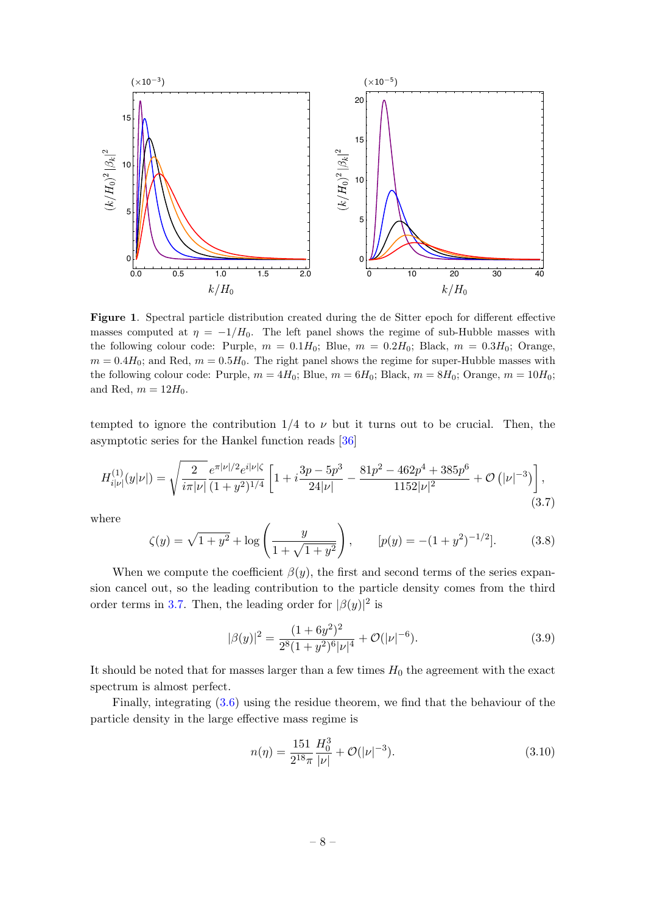**Figure 1**. Spectral particle distribution created during the de Sitter epoch for different effective masses computed at $\eta = -1/H_0$. The left panel shows the regime of sub-Hubble masses with the following colour code: Purple, $m = 0.1H_0$; Blue, $m = 0.2H_0$; Black, $m = 0.3H_0$; Orange, $m = 0.4H_0$; and Red, $m = 0.5H_0$. The right panel shows the regime for super-Hubble masses with the following colour code: Purple, $m = 4H_0$; Blue, $m = 6H_0$; Black, $m = 8H_0$; Orange, $m = 10H_0$; and Red, $m = 12H_0$.

tempted to ignore the contribution 1/4 to $\nu$ but it turns out to be crucial. Then, the asymptotic series for the Hankel function reads [36]

$$H^{(1)}_{i|\nu|}(y|\nu|) = \sqrt{\frac{2}{i\pi|\nu|}} \frac{e^{\pi|\nu|/2} e^{i|\nu|\zeta}}{(1+y^2)^{1/4}} \left[ 1 + i\frac{3p - 5p^3}{24|\nu|} - \frac{81p^2 - 462p^4 + 385p^6}{1152|\nu|^2} + \mathcal{O}\left(|\nu|^{-3}\right) \right], \tag{3.7}$$

where

$$\zeta(y) = \sqrt{1+y^2} + \log\left( \frac{y}{1+\sqrt{1+y^2}} \right), \qquad [p(y) = -(1+y^2)^{-1/2}]. \tag{3.8}$$

When we compute the coefficient $\beta(y)$, the first and second terms of the series expansion cancel out, so the leading contribution to the particle density comes from the third order terms in 3.7. Then, the leading order for $|\beta(y)|^2$ is

$$|\beta(y)|^2 = \frac{(1+6y^2)^2}{2^8(1+y^2)^6|\nu|^4} + \mathcal{O}(|\nu|^{-6}). \tag{3.9}$$

It should be noted that for masses larger than a few times $H_0$ the agreement with the exact spectrum is almost perfect.

Finally, integrating (3.6) using the residue theorem, we find that the behaviour of the particle density in the large effective mass regime is

$$n(\eta) = \frac{151}{2^{18}\pi} \frac{H_0^3}{|\nu|} + \mathcal{O}(|\nu|^{-3}). \tag{3.10}$$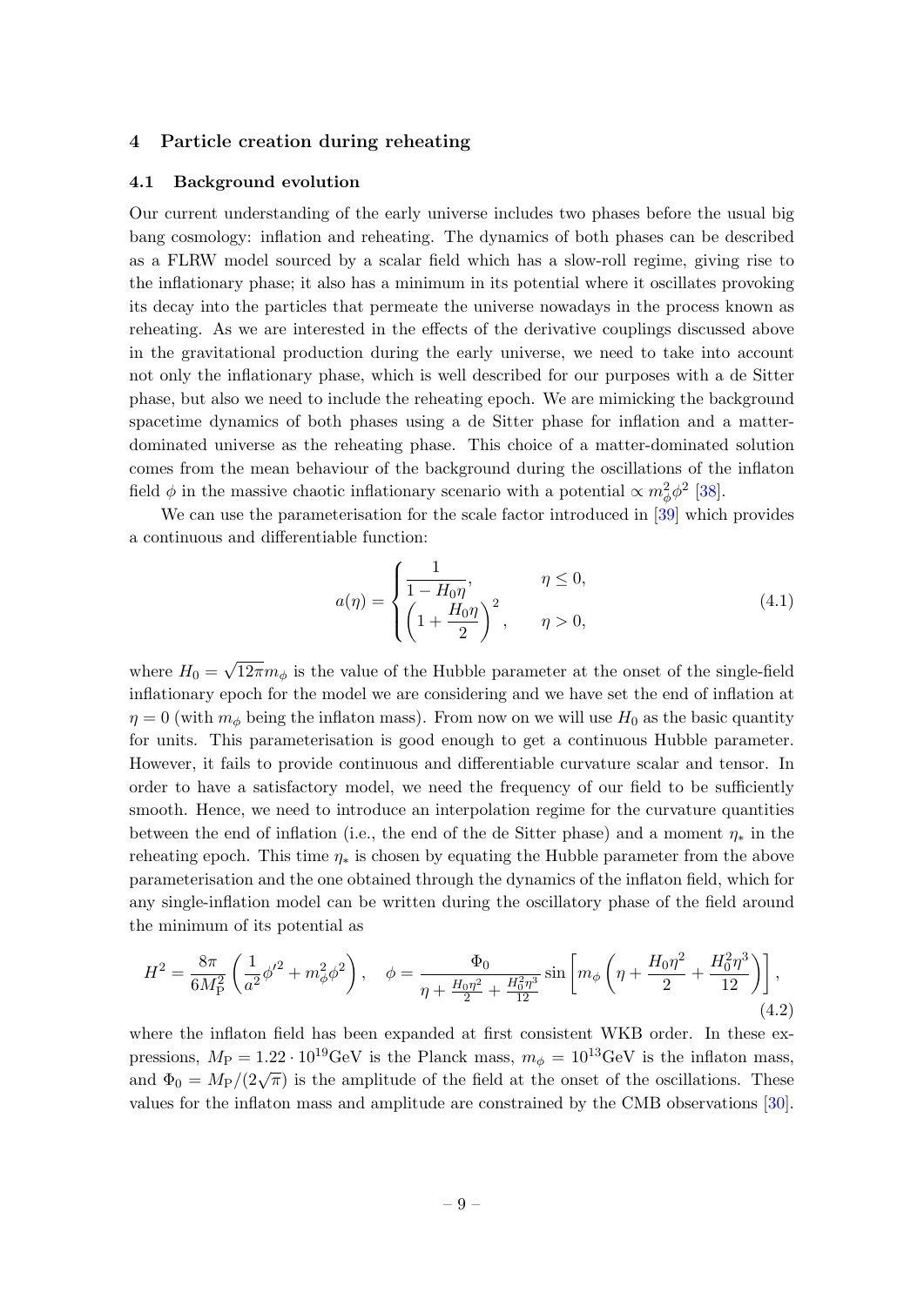## 4 Particle creation during reheating

### 4.1 Background evolution

Our current understanding of the early universe includes two phases before the usual big bang cosmology: inflation and reheating. The dynamics of both phases can be described as a FLRW model sourced by a scalar field which has a slow-roll regime, giving rise to the inflationary phase; it also has a minimum in its potential where it oscillates provoking its decay into the particles that permeate the universe nowadays in the process known as reheating. As we are interested in the effects of the derivative couplings discussed above in the gravitational production during the early universe, we need to take into account not only the inflationary phase, which is well described for our purposes with a de Sitter phase, but also we need to include the reheating epoch. We are mimicking the background spacetime dynamics of both phases using a de Sitter phase for inflation and a matter-dominated universe as the reheating phase. This choice of a matter-dominated solution comes from the mean behaviour of the background during the oscillations of the inflaton field $\phi$ in the massive chaotic inflationary scenario with a potential $\propto m_\phi^2 \phi^2$ [38].

We can use the parameterisation for the scale factor introduced in [39] which provides a continuous and differentiable function:

$$
a(\eta) = \begin{cases} \dfrac{1}{1 - H_0 \eta}, & \eta \leq 0, \\ \left(1 + \dfrac{H_0 \eta}{2}\right)^2, & \eta > 0, \end{cases} \tag{4.1}
$$

where $H_0 = \sqrt{12\pi} m_\phi$ is the value of the Hubble parameter at the onset of the single-field inflationary epoch for the model we are considering and we have set the end of inflation at $\eta = 0$ (with $m_\phi$ being the inflaton mass). From now on we will use $H_0$ as the basic quantity for units. This parameterisation is good enough to get a continuous Hubble parameter. However, it fails to provide continuous and differentiable curvature scalar and tensor. In order to have a satisfactory model, we need the frequency of our field to be sufficiently smooth. Hence, we need to introduce an interpolation regime for the curvature quantities between the end of inflation (i.e., the end of the de Sitter phase) and a moment $\eta_*$ in the reheating epoch. This time $\eta_*$ is chosen by equating the Hubble parameter from the above parameterisation and the one obtained through the dynamics of the inflaton field, which for any single-inflation model can be written during the oscillatory phase of the field around the minimum of its potential as

$$
H^2 = \frac{8\pi}{6 M_{\mathrm{P}}^2} \left( \frac{1}{a^2} \phi'^2 + m_\phi^2 \phi^2 \right), \quad \phi = \frac{\Phi_0}{\eta + \frac{H_0 \eta^2}{2} + \frac{H_0^2 \eta^3}{12}} \sin\left[ m_\phi \left( \eta + \frac{H_0 \eta^2}{2} + \frac{H_0^2 \eta^3}{12} \right) \right], \tag{4.2}
$$

where the inflaton field has been expanded at first consistent WKB order. In these expressions, $M_{\mathrm{P}} = 1.22 \cdot 10^{19}$GeV is the Planck mass, $m_\phi = 10^{13}$GeV is the inflaton mass, and $\Phi_0 = M_{\mathrm{P}}/(2\sqrt{\pi})$ is the amplitude of the field at the onset of the oscillations. These values for the inflaton mass and amplitude are constrained by the CMB observations [30].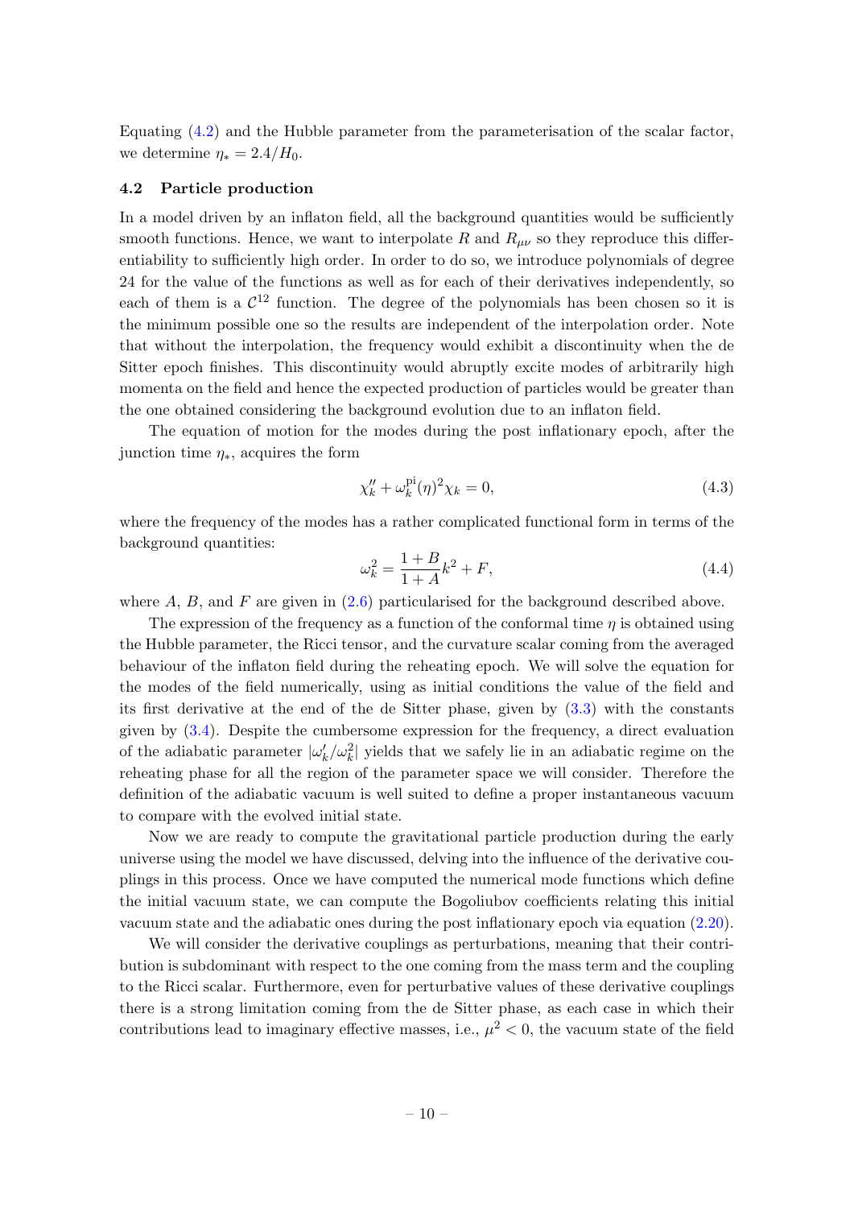Equating (4.2) and the Hubble parameter from the parameterisation of the scalar factor, we determine $\eta_* = 2.4/H_0$.

### 4.2 Particle production

In a model driven by an inflaton field, all the background quantities would be sufficiently smooth functions. Hence, we want to interpolate $R$ and $R_{\mu\nu}$ so they reproduce this differentiability to sufficiently high order. In order to do so, we introduce polynomials of degree 24 for the value of the functions as well as for each of their derivatives independently, so each of them is a $\mathcal{C}^{12}$ function. The degree of the polynomials has been chosen so it is the minimum possible one so the results are independent of the interpolation order. Note that without the interpolation, the frequency would exhibit a discontinuity when the de Sitter epoch finishes. This discontinuity would abruptly excite modes of arbitrarily high momenta on the field and hence the expected production of particles would be greater than the one obtained considering the background evolution due to an inflaton field.

The equation of motion for the modes during the post inflationary epoch, after the junction time $\eta_*$, acquires the form

$$\chi_k'' + \omega_k^{\text{pi}}(\eta)^2 \chi_k = 0, \tag{4.3}$$

where the frequency of the modes has a rather complicated functional form in terms of the background quantities:

$$\omega_k^2 = \frac{1+B}{1+A}k^2 + F, \tag{4.4}$$

where $A$, $B$, and $F$ are given in (2.6) particularised for the background described above.

The expression of the frequency as a function of the conformal time $\eta$ is obtained using the Hubble parameter, the Ricci tensor, and the curvature scalar coming from the averaged behaviour of the inflaton field during the reheating epoch. We will solve the equation for the modes of the field numerically, using as initial conditions the value of the field and its first derivative at the end of the de Sitter phase, given by (3.3) with the constants given by (3.4). Despite the cumbersome expression for the frequency, a direct evaluation of the adiabatic parameter $|\omega_k'/\omega_k^2|$ yields that we safely lie in an adiabatic regime on the reheating phase for all the region of the parameter space we will consider. Therefore the definition of the adiabatic vacuum is well suited to define a proper instantaneous vacuum to compare with the evolved initial state.

Now we are ready to compute the gravitational particle production during the early universe using the model we have discussed, delving into the influence of the derivative couplings in this process. Once we have computed the numerical mode functions which define the initial vacuum state, we can compute the Bogoliubov coefficients relating this initial vacuum state and the adiabatic ones during the post inflationary epoch via equation (2.20).

We will consider the derivative couplings as perturbations, meaning that their contribution is subdominant with respect to the one coming from the mass term and the coupling to the Ricci scalar. Furthermore, even for perturbative values of these derivative couplings there is a strong limitation coming from the de Sitter phase, as each case in which their contributions lead to imaginary effective masses, i.e., $\mu^2 < 0$, the vacuum state of the field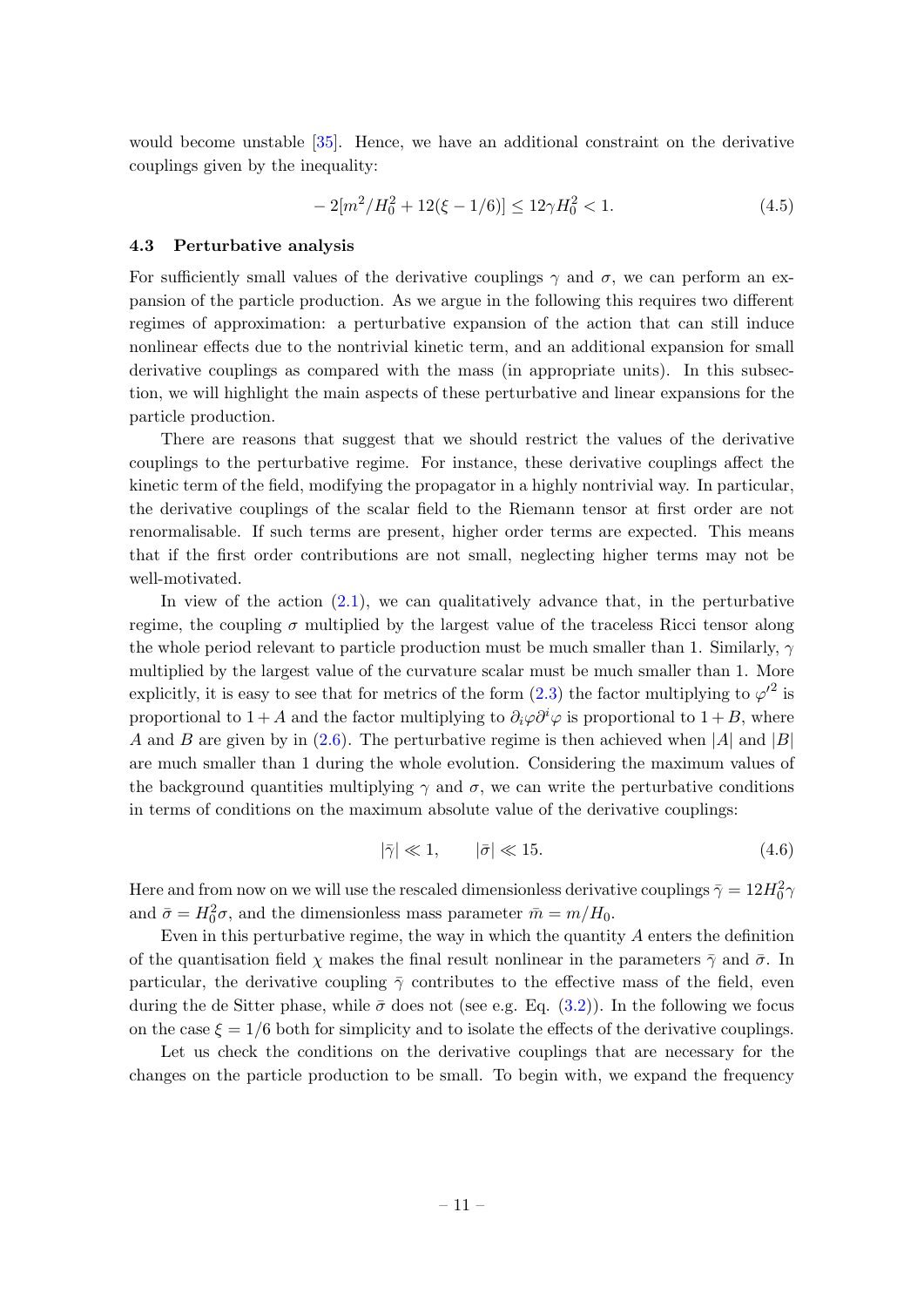would become unstable [35]. Hence, we have an additional constraint on the derivative couplings given by the inequality:

$$-2[m^2/H_0^2 + 12(\xi - 1/6)] \leq 12\gamma H_0^2 < 1. \tag{4.5}$$

### 4.3 Perturbative analysis

For sufficiently small values of the derivative couplings $\gamma$ and $\sigma$, we can perform an expansion of the particle production. As we argue in the following this requires two different regimes of approximation: a perturbative expansion of the action that can still induce nonlinear effects due to the nontrivial kinetic term, and an additional expansion for small derivative couplings as compared with the mass (in appropriate units). In this subsection, we will highlight the main aspects of these perturbative and linear expansions for the particle production.

There are reasons that suggest that we should restrict the values of the derivative couplings to the perturbative regime. For instance, these derivative couplings affect the kinetic term of the field, modifying the propagator in a highly nontrivial way. In particular, the derivative couplings of the scalar field to the Riemann tensor at first order are not renormalisable. If such terms are present, higher order terms are expected. This means that if the first order contributions are not small, neglecting higher terms may not be well-motivated.

In view of the action (2.1), we can qualitatively advance that, in the perturbative regime, the coupling $\sigma$ multiplied by the largest value of the traceless Ricci tensor along the whole period relevant to particle production must be much smaller than 1. Similarly, $\gamma$ multiplied by the largest value of the curvature scalar must be much smaller than 1. More explicitly, it is easy to see that for metrics of the form (2.3) the factor multiplying to $\varphi'^2$ is proportional to $1 + A$ and the factor multiplying to $\partial_i\varphi\partial^i\varphi$ is proportional to $1 + B$, where $A$ and $B$ are given by in (2.6). The perturbative regime is then achieved when $|A|$ and $|B|$ are much smaller than 1 during the whole evolution. Considering the maximum values of the background quantities multiplying $\gamma$ and $\sigma$, we can write the perturbative conditions in terms of conditions on the maximum absolute value of the derivative couplings:

$$|\bar{\gamma}| \ll 1, \qquad |\bar{\sigma}| \ll 15. \tag{4.6}$$

Here and from now on we will use the rescaled dimensionless derivative couplings $\bar{\gamma} = 12H_0^2\gamma$ and $\bar{\sigma} = H_0^2\sigma$, and the dimensionless mass parameter $\bar{m} = m/H_0$.

Even in this perturbative regime, the way in which the quantity $A$ enters the definition of the quantisation field $\chi$ makes the final result nonlinear in the parameters $\bar{\gamma}$ and $\bar{\sigma}$. In particular, the derivative coupling $\bar{\gamma}$ contributes to the effective mass of the field, even during the de Sitter phase, while $\bar{\sigma}$ does not (see e.g. Eq. (3.2)). In the following we focus on the case $\xi = 1/6$ both for simplicity and to isolate the effects of the derivative couplings.

Let us check the conditions on the derivative couplings that are necessary for the changes on the particle production to be small. To begin with, we expand the frequency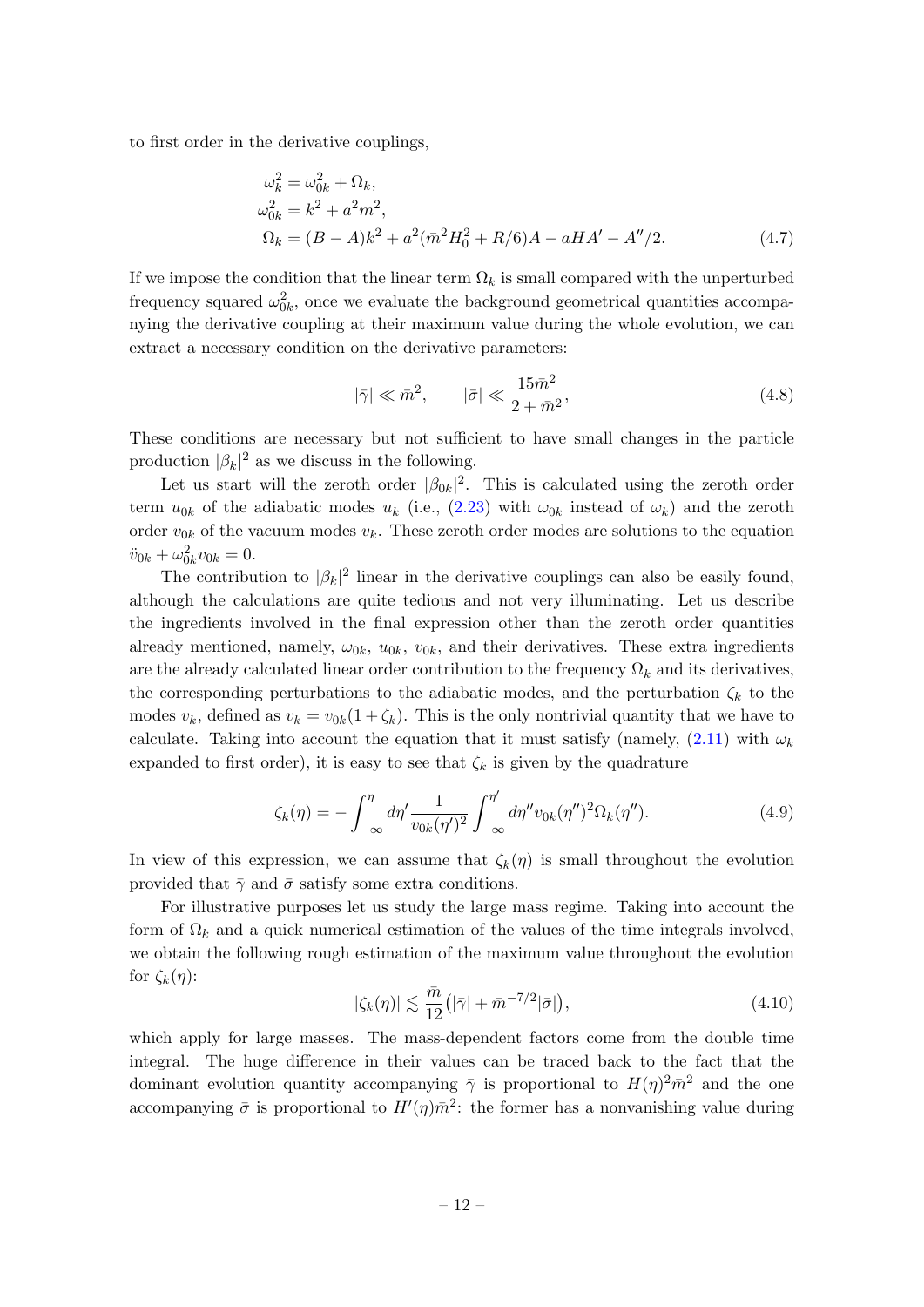to first order in the derivative couplings,

$$
\begin{aligned}
\omega_k^2 &= \omega_{0k}^2 + \Omega_k, \\
\omega_{0k}^2 &= k^2 + a^2 m^2, \\
\Omega_k &= (B - A)k^2 + a^2(\bar{m}^2 H_0^2 + R/6)A - aHA' - A''/2.
\end{aligned}
\tag{4.7}
$$

If we impose the condition that the linear term $\Omega_k$ is small compared with the unperturbed frequency squared $\omega_{0k}^2$, once we evaluate the background geometrical quantities accompanying the derivative coupling at their maximum value during the whole evolution, we can extract a necessary condition on the derivative parameters:

$$
|\bar{\gamma}| \ll \bar{m}^2, \qquad |\bar{\sigma}| \ll \frac{15\bar{m}^2}{2 + \bar{m}^2},
\tag{4.8}
$$

These conditions are necessary but not sufficient to have small changes in the particle production $|\beta_k|^2$ as we discuss in the following.

Let us start will the zeroth order $|\beta_{0k}|^2$. This is calculated using the zeroth order term $u_{0k}$ of the adiabatic modes $u_k$ (i.e., (2.23) with $\omega_{0k}$ instead of $\omega_k$) and the zeroth order $v_{0k}$ of the vacuum modes $v_k$. These zeroth order modes are solutions to the equation $\ddot{v}_{0k} + \omega_{0k}^2 v_{0k} = 0$.

The contribution to $|\beta_k|^2$ linear in the derivative couplings can also be easily found, although the calculations are quite tedious and not very illuminating. Let us describe the ingredients involved in the final expression other than the zeroth order quantities already mentioned, namely, $\omega_{0k}$, $u_{0k}$, $v_{0k}$, and their derivatives. These extra ingredients are the already calculated linear order contribution to the frequency $\Omega_k$ and its derivatives, the corresponding perturbations to the adiabatic modes, and the perturbation $\zeta_k$ to the modes $v_k$, defined as $v_k = v_{0k}(1 + \zeta_k)$. This is the only nontrivial quantity that we have to calculate. Taking into account the equation that it must satisfy (namely, (2.11) with $\omega_k$ expanded to first order), it is easy to see that $\zeta_k$ is given by the quadrature

$$
\zeta_k(\eta) = -\int_{-\infty}^{\eta} d\eta' \frac{1}{v_{0k}(\eta')^2} \int_{-\infty}^{\eta'} d\eta'' v_{0k}(\eta'')^2 \Omega_k(\eta'').
\tag{4.9}
$$

In view of this expression, we can assume that $\zeta_k(\eta)$ is small throughout the evolution provided that $\bar{\gamma}$ and $\bar{\sigma}$ satisfy some extra conditions.

For illustrative purposes let us study the large mass regime. Taking into account the form of $\Omega_k$ and a quick numerical estimation of the values of the time integrals involved, we obtain the following rough estimation of the maximum value throughout the evolution for $\zeta_k(\eta)$:

$$
|\zeta_k(\eta)| \lesssim \frac{\bar{m}}{12}\big(|\bar{\gamma}| + \bar{m}^{-7/2}|\bar{\sigma}|\big),
\tag{4.10}
$$

which apply for large masses. The mass-dependent factors come from the double time integral. The huge difference in their values can be traced back to the fact that the dominant evolution quantity accompanying $\bar{\gamma}$ is proportional to $H(\eta)^2\bar{m}^2$ and the one accompanying $\bar{\sigma}$ is proportional to $H'(\eta)\bar{m}^2$: the former has a nonvanishing value during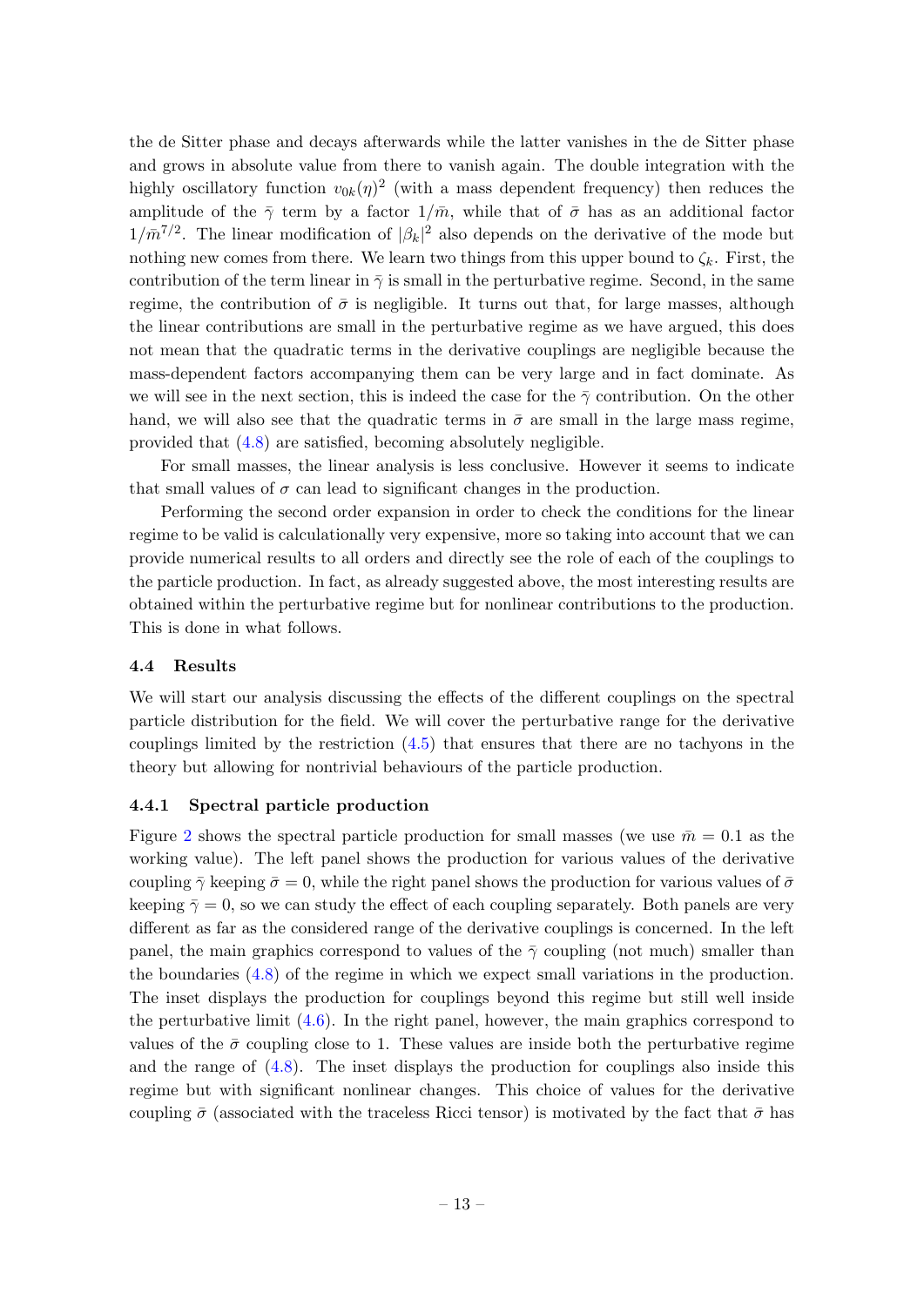the de Sitter phase and decays afterwards while the latter vanishes in the de Sitter phase and grows in absolute value from there to vanish again. The double integration with the highly oscillatory function $v_{0k}(\eta)^2$ (with a mass dependent frequency) then reduces the amplitude of the $\bar{\gamma}$ term by a factor $1/\bar{m}$, while that of $\bar{\sigma}$ has as an additional factor $1/\bar{m}^{7/2}$. The linear modification of $|\beta_k|^2$ also depends on the derivative of the mode but nothing new comes from there. We learn two things from this upper bound to $\zeta_k$. First, the contribution of the term linear in $\bar{\gamma}$ is small in the perturbative regime. Second, in the same regime, the contribution of $\bar{\sigma}$ is negligible. It turns out that, for large masses, although the linear contributions are small in the perturbative regime as we have argued, this does not mean that the quadratic terms in the derivative couplings are negligible because the mass-dependent factors accompanying them can be very large and in fact dominate. As we will see in the next section, this is indeed the case for the $\bar{\gamma}$ contribution. On the other hand, we will also see that the quadratic terms in $\bar{\sigma}$ are small in the large mass regime, provided that (4.8) are satisfied, becoming absolutely negligible.

For small masses, the linear analysis is less conclusive. However it seems to indicate that small values of $\sigma$ can lead to significant changes in the production.

Performing the second order expansion in order to check the conditions for the linear regime to be valid is calculationally very expensive, more so taking into account that we can provide numerical results to all orders and directly see the role of each of the couplings to the particle production. In fact, as already suggested above, the most interesting results are obtained within the perturbative regime but for nonlinear contributions to the production. This is done in what follows.

### 4.4 Results

We will start our analysis discussing the effects of the different couplings on the spectral particle distribution for the field. We will cover the perturbative range for the derivative couplings limited by the restriction (4.5) that ensures that there are no tachyons in the theory but allowing for nontrivial behaviours of the particle production.

#### 4.4.1 Spectral particle production

Figure 2 shows the spectral particle production for small masses (we use $\bar{m} = 0.1$ as the working value). The left panel shows the production for various values of the derivative coupling $\bar{\gamma}$ keeping $\bar{\sigma} = 0$, while the right panel shows the production for various values of $\bar{\sigma}$ keeping $\bar{\gamma} = 0$, so we can study the effect of each coupling separately. Both panels are very different as far as the considered range of the derivative couplings is concerned. In the left panel, the main graphics correspond to values of the $\bar{\gamma}$ coupling (not much) smaller than the boundaries (4.8) of the regime in which we expect small variations in the production. The inset displays the production for couplings beyond this regime but still well inside the perturbative limit (4.6). In the right panel, however, the main graphics correspond to values of the $\bar{\sigma}$ coupling close to 1. These values are inside both the perturbative regime and the range of (4.8). The inset displays the production for couplings also inside this regime but with significant nonlinear changes. This choice of values for the derivative coupling $\bar{\sigma}$ (associated with the traceless Ricci tensor) is motivated by the fact that $\bar{\sigma}$ has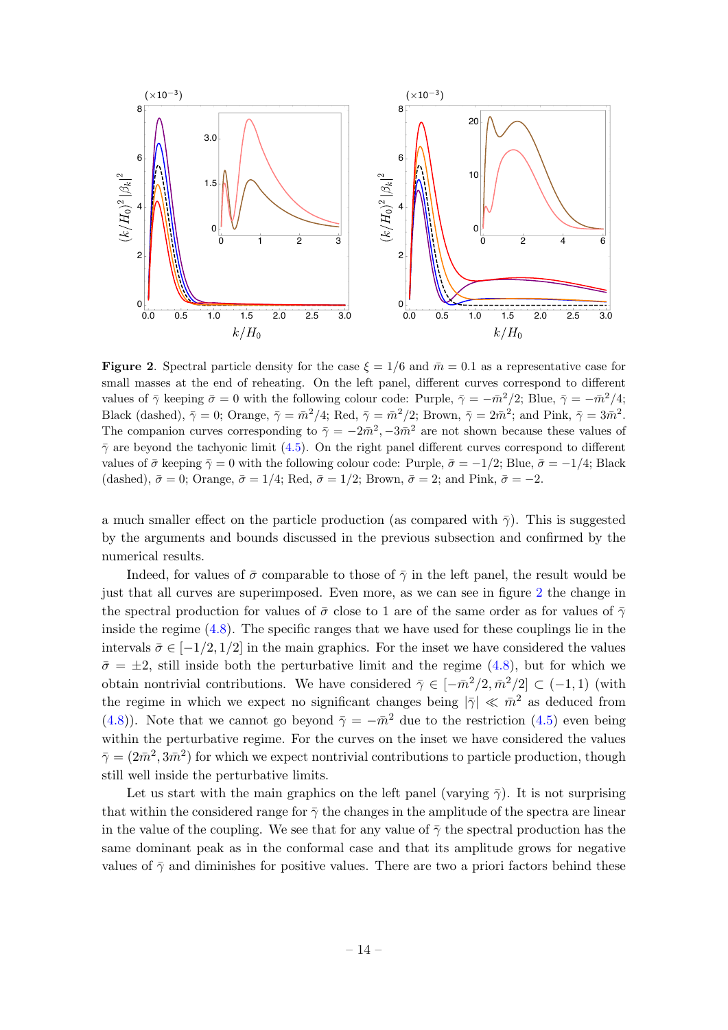**Figure 2**. Spectral particle density for the case $\xi = 1/6$ and $\bar{m} = 0.1$ as a representative case for small masses at the end of reheating. On the left panel, different curves correspond to different values of $\bar{\gamma}$ keeping $\bar{\sigma} = 0$ with the following colour code: Purple, $\bar{\gamma} = -\bar{m}^2/2$; Blue, $\bar{\gamma} = -\bar{m}^2/4$; Black (dashed), $\bar{\gamma} = 0$; Orange, $\bar{\gamma} = \bar{m}^2/4$; Red, $\bar{\gamma} = \bar{m}^2/2$; Brown, $\bar{\gamma} = 2\bar{m}^2$; and Pink, $\bar{\gamma} = 3\bar{m}^2$. The companion curves corresponding to $\bar{\gamma} = -2\bar{m}^2, -3\bar{m}^2$ are not shown because these values of $\bar{\gamma}$ are beyond the tachyonic limit (4.5). On the right panel different curves correspond to different values of $\bar{\sigma}$ keeping $\bar{\gamma} = 0$ with the following colour code: Purple, $\bar{\sigma} = -1/2$; Blue, $\bar{\sigma} = -1/4$; Black (dashed), $\bar{\sigma} = 0$; Orange, $\bar{\sigma} = 1/4$; Red, $\bar{\sigma} = 1/2$; Brown, $\bar{\sigma} = 2$; and Pink, $\bar{\sigma} = -2$.

a much smaller effect on the particle production (as compared with $\bar{\gamma}$). This is suggested by the arguments and bounds discussed in the previous subsection and confirmed by the numerical results.

Indeed, for values of $\bar{\sigma}$ comparable to those of $\bar{\gamma}$ in the left panel, the result would be just that all curves are superimposed. Even more, as we can see in figure 2 the change in the spectral production for values of $\bar{\sigma}$ close to 1 are of the same order as for values of $\bar{\gamma}$ inside the regime (4.8). The specific ranges that we have used for these couplings lie in the intervals $\bar{\sigma} \in [-1/2, 1/2]$ in the main graphics. For the inset we have considered the values $\bar{\sigma} = \pm 2$, still inside both the perturbative limit and the regime (4.8), but for which we obtain nontrivial contributions. We have considered $\bar{\gamma} \in [-\bar{m}^2/2, \bar{m}^2/2] \subset (-1, 1)$ (with the regime in which we expect no significant changes being $|\bar{\gamma}| \ll \bar{m}^2$ as deduced from (4.8)). Note that we cannot go beyond $\bar{\gamma} = -\bar{m}^2$ due to the restriction (4.5) even being within the perturbative regime. For the curves on the inset we have considered the values $\bar{\gamma} = (2\bar{m}^2, 3\bar{m}^2)$ for which we expect nontrivial contributions to particle production, though still well inside the perturbative limits.

Let us start with the main graphics on the left panel (varying $\bar{\gamma}$). It is not surprising that within the considered range for $\bar{\gamma}$ the changes in the amplitude of the spectra are linear in the value of the coupling. We see that for any value of $\bar{\gamma}$ the spectral production has the same dominant peak as in the conformal case and that its amplitude grows for negative values of $\bar{\gamma}$ and diminishes for positive values. There are two a priori factors behind these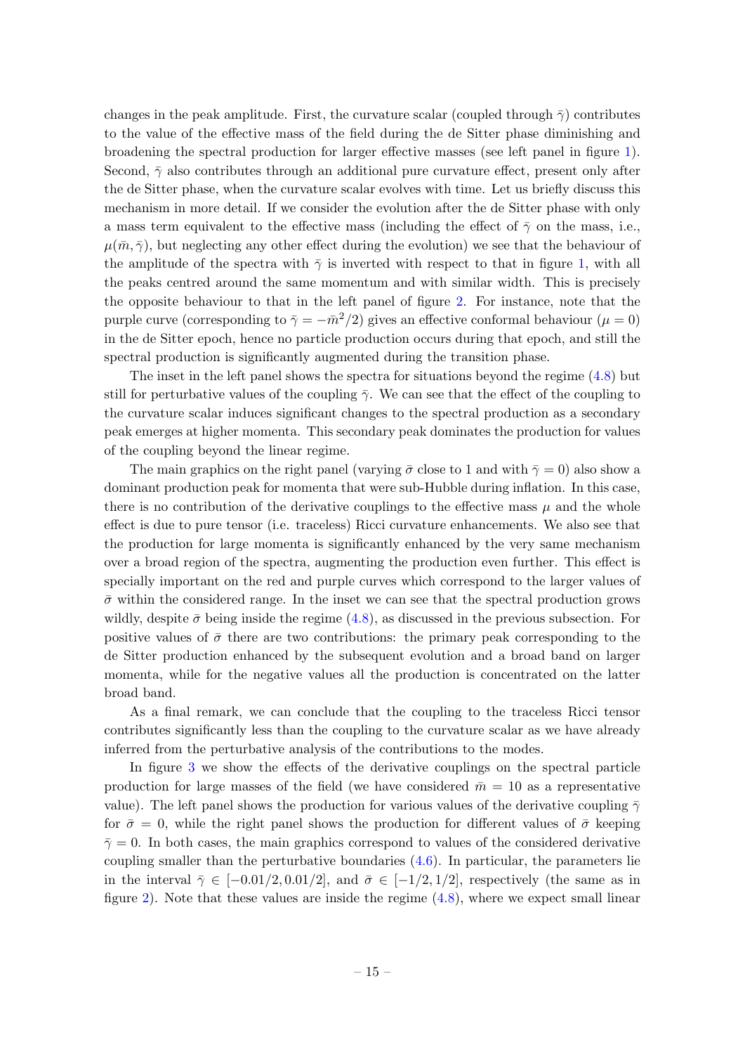changes in the peak amplitude. First, the curvature scalar (coupled through $\bar{\gamma}$) contributes to the value of the effective mass of the field during the de Sitter phase diminishing and broadening the spectral production for larger effective masses (see left panel in figure 1). Second, $\bar{\gamma}$ also contributes through an additional pure curvature effect, present only after the de Sitter phase, when the curvature scalar evolves with time. Let us briefly discuss this mechanism in more detail. If we consider the evolution after the de Sitter phase with only a mass term equivalent to the effective mass (including the effect of $\bar{\gamma}$ on the mass, i.e., $\mu(\bar{m}, \bar{\gamma})$, but neglecting any other effect during the evolution) we see that the behaviour of the amplitude of the spectra with $\bar{\gamma}$ is inverted with respect to that in figure 1, with all the peaks centred around the same momentum and with similar width. This is precisely the opposite behaviour to that in the left panel of figure 2. For instance, note that the purple curve (corresponding to $\bar{\gamma} = -\bar{m}^2/2$) gives an effective conformal behaviour ($\mu = 0$) in the de Sitter epoch, hence no particle production occurs during that epoch, and still the spectral production is significantly augmented during the transition phase.

The inset in the left panel shows the spectra for situations beyond the regime (4.8) but still for perturbative values of the coupling $\bar{\gamma}$. We can see that the effect of the coupling to the curvature scalar induces significant changes to the spectral production as a secondary peak emerges at higher momenta. This secondary peak dominates the production for values of the coupling beyond the linear regime.

The main graphics on the right panel (varying $\bar{\sigma}$ close to 1 and with $\bar{\gamma} = 0$) also show a dominant production peak for momenta that were sub-Hubble during inflation. In this case, there is no contribution of the derivative couplings to the effective mass $\mu$ and the whole effect is due to pure tensor (i.e. traceless) Ricci curvature enhancements. We also see that the production for large momenta is significantly enhanced by the very same mechanism over a broad region of the spectra, augmenting the production even further. This effect is specially important on the red and purple curves which correspond to the larger values of $\bar{\sigma}$ within the considered range. In the inset we can see that the spectral production grows wildly, despite $\bar{\sigma}$ being inside the regime (4.8), as discussed in the previous subsection. For positive values of $\bar{\sigma}$ there are two contributions: the primary peak corresponding to the de Sitter production enhanced by the subsequent evolution and a broad band on larger momenta, while for the negative values all the production is concentrated on the latter broad band.

As a final remark, we can conclude that the coupling to the traceless Ricci tensor contributes significantly less than the coupling to the curvature scalar as we have already inferred from the perturbative analysis of the contributions to the modes.

In figure 3 we show the effects of the derivative couplings on the spectral particle production for large masses of the field (we have considered $\bar{m} = 10$ as a representative value). The left panel shows the production for various values of the derivative coupling $\bar{\gamma}$ for $\bar{\sigma} = 0$, while the right panel shows the production for different values of $\bar{\sigma}$ keeping $\bar{\gamma} = 0$. In both cases, the main graphics correspond to values of the considered derivative coupling smaller than the perturbative boundaries (4.6). In particular, the parameters lie in the interval $\bar{\gamma} \in [-0.01/2, 0.01/2]$, and $\bar{\sigma} \in [-1/2, 1/2]$, respectively (the same as in figure 2). Note that these values are inside the regime (4.8), where we expect small linear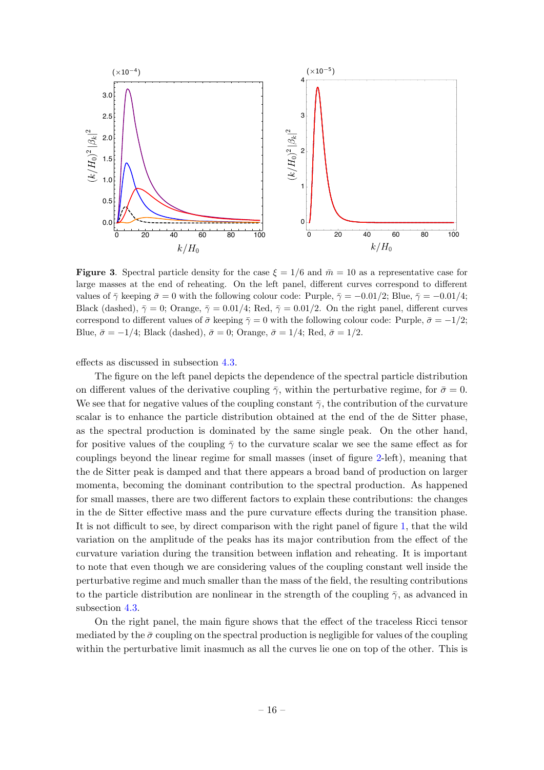**Figure 3**. Spectral particle density for the case $\xi = 1/6$ and $\bar{m} = 10$ as a representative case for large masses at the end of reheating. On the left panel, different curves correspond to different values of $\bar{\gamma}$ keeping $\bar{\sigma} = 0$ with the following colour code: Purple, $\bar{\gamma} = -0.01/2$; Blue, $\bar{\gamma} = -0.01/4$; Black (dashed), $\bar{\gamma} = 0$; Orange, $\bar{\gamma} = 0.01/4$; Red, $\bar{\gamma} = 0.01/2$. On the right panel, different curves correspond to different values of $\bar{\sigma}$ keeping $\bar{\gamma} = 0$ with the following colour code: Purple, $\bar{\sigma} = -1/2$; Blue, $\bar{\sigma} = -1/4$; Black (dashed), $\bar{\sigma} = 0$; Orange, $\bar{\sigma} = 1/4$; Red, $\bar{\sigma} = 1/2$.

effects as discussed in subsection 4.3.

The figure on the left panel depicts the dependence of the spectral particle distribution on different values of the derivative coupling $\bar{\gamma}$, within the perturbative regime, for $\bar{\sigma} = 0$. We see that for negative values of the coupling constant $\bar{\gamma}$, the contribution of the curvature scalar is to enhance the particle distribution obtained at the end of the de Sitter phase, as the spectral production is dominated by the same single peak. On the other hand, for positive values of the coupling $\bar{\gamma}$ to the curvature scalar we see the same effect as for couplings beyond the linear regime for small masses (inset of figure 2-left), meaning that the de Sitter peak is damped and that there appears a broad band of production on larger momenta, becoming the dominant contribution to the spectral production. As happened for small masses, there are two different factors to explain these contributions: the changes in the de Sitter effective mass and the pure curvature effects during the transition phase. It is not difficult to see, by direct comparison with the right panel of figure 1, that the wild variation on the amplitude of the peaks has its major contribution from the effect of the curvature variation during the transition between inflation and reheating. It is important to note that even though we are considering values of the coupling constant well inside the perturbative regime and much smaller than the mass of the field, the resulting contributions to the particle distribution are nonlinear in the strength of the coupling $\bar{\gamma}$, as advanced in subsection 4.3.

On the right panel, the main figure shows that the effect of the traceless Ricci tensor mediated by the $\bar{\sigma}$ coupling on the spectral production is negligible for values of the coupling within the perturbative limit inasmuch as all the curves lie one on top of the other. This is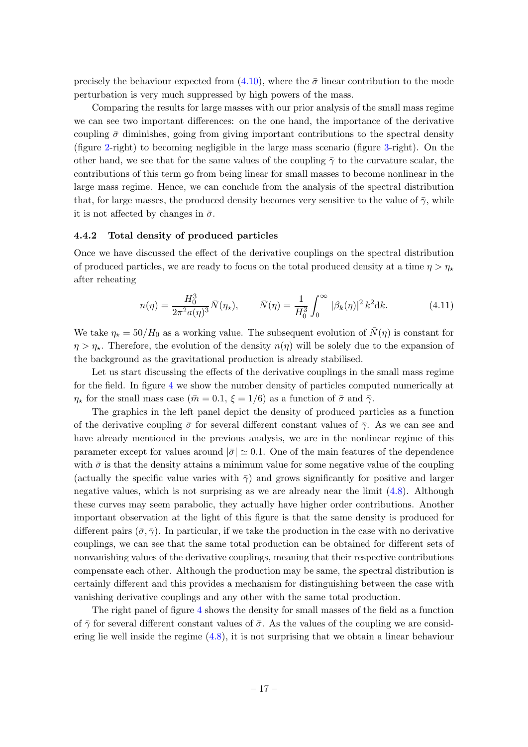precisely the behaviour expected from (4.10), where the $\bar{\sigma}$ linear contribution to the mode perturbation is very much suppressed by high powers of the mass.

Comparing the results for large masses with our prior analysis of the small mass regime we can see two important differences: on the one hand, the importance of the derivative coupling $\bar{\sigma}$ diminishes, going from giving important contributions to the spectral density (figure 2-right) to becoming negligible in the large mass scenario (figure 3-right). On the other hand, we see that for the same values of the coupling $\bar{\gamma}$ to the curvature scalar, the contributions of this term go from being linear for small masses to become nonlinear in the large mass regime. Hence, we can conclude from the analysis of the spectral distribution that, for large masses, the produced density becomes very sensitive to the value of $\bar{\gamma}$, while it is not affected by changes in $\bar{\sigma}$.

### 4.4.2 Total density of produced particles

Once we have discussed the effect of the derivative couplings on the spectral distribution of produced particles, we are ready to focus on the total produced density at a time $\eta > \eta_\star$ after reheating

$$n(\eta) = \frac{H_0^3}{2\pi^2 a(\eta)^3} \bar{N}(\eta_\star), \qquad \bar{N}(\eta) = \frac{1}{H_0^3} \int_0^\infty |\beta_k(\eta)|^2 \, k^2 \mathrm{d}k. \tag{4.11}$$

We take $\eta_\star = 50/H_0$ as a working value. The subsequent evolution of $\bar{N}(\eta)$ is constant for $\eta > \eta_\star$. Therefore, the evolution of the density $n(\eta)$ will be solely due to the expansion of the background as the gravitational production is already stabilised.

Let us start discussing the effects of the derivative couplings in the small mass regime for the field. In figure 4 we show the number density of particles computed numerically at $\eta_\star$ for the small mass case ($\bar{m} = 0.1$, $\xi = 1/6$) as a function of $\bar{\sigma}$ and $\bar{\gamma}$.

The graphics in the left panel depict the density of produced particles as a function of the derivative coupling $\bar{\sigma}$ for several different constant values of $\bar{\gamma}$. As we can see and have already mentioned in the previous analysis, we are in the nonlinear regime of this parameter except for values around $|\bar{\sigma}| \simeq 0.1$. One of the main features of the dependence with $\bar{\sigma}$ is that the density attains a minimum value for some negative value of the coupling (actually the specific value varies with $\bar{\gamma}$) and grows significantly for positive and larger negative values, which is not surprising as we are already near the limit (4.8). Although these curves may seem parabolic, they actually have higher order contributions. Another important observation at the light of this figure is that the same density is produced for different pairs $(\bar{\sigma}, \bar{\gamma})$. In particular, if we take the production in the case with no derivative couplings, we can see that the same total production can be obtained for different sets of nonvanishing values of the derivative couplings, meaning that their respective contributions compensate each other. Although the production may be same, the spectral distribution is certainly different and this provides a mechanism for distinguishing between the case with vanishing derivative couplings and any other with the same total production.

The right panel of figure 4 shows the density for small masses of the field as a function of $\bar{\gamma}$ for several different constant values of $\bar{\sigma}$. As the values of the coupling we are considering lie well inside the regime (4.8), it is not surprising that we obtain a linear behaviour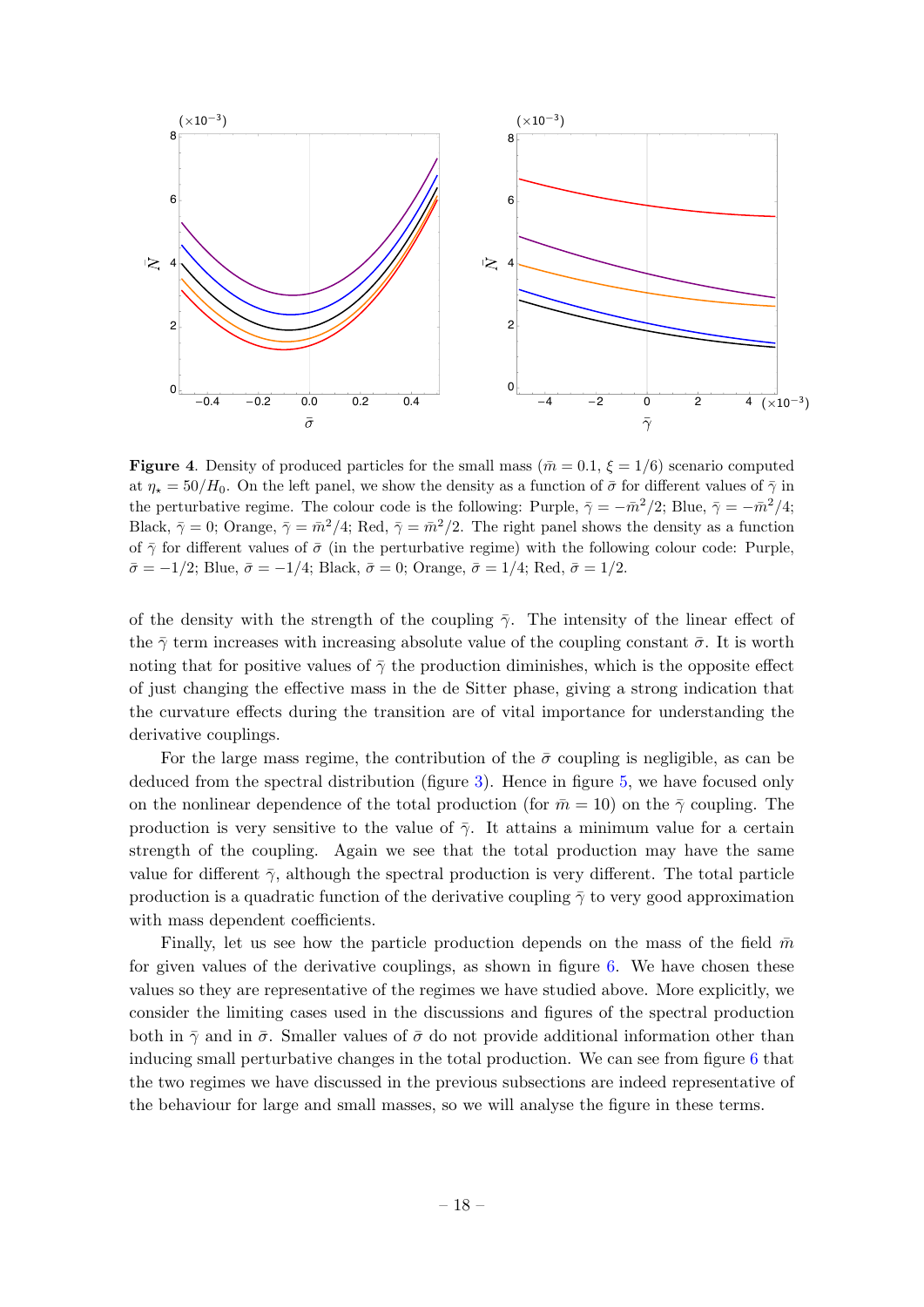**Figure 4**. Density of produced particles for the small mass ($\bar{m} = 0.1$, $\xi = 1/6$) scenario computed at $\eta_\star = 50/H_0$. On the left panel, we show the density as a function of $\bar{\sigma}$ for different values of $\bar{\gamma}$ in the perturbative regime. The colour code is the following: Purple, $\bar{\gamma} = -\bar{m}^2/2$; Blue, $\bar{\gamma} = -\bar{m}^2/4$; Black, $\bar{\gamma} = 0$; Orange, $\bar{\gamma} = \bar{m}^2/4$; Red, $\bar{\gamma} = \bar{m}^2/2$. The right panel shows the density as a function of $\bar{\gamma}$ for different values of $\bar{\sigma}$ (in the perturbative regime) with the following colour code: Purple, $\bar{\sigma} = -1/2$; Blue, $\bar{\sigma} = -1/4$; Black, $\bar{\sigma} = 0$; Orange, $\bar{\sigma} = 1/4$; Red, $\bar{\sigma} = 1/2$.

of the density with the strength of the coupling $\bar{\gamma}$. The intensity of the linear effect of the $\bar{\gamma}$ term increases with increasing absolute value of the coupling constant $\bar{\sigma}$. It is worth noting that for positive values of $\bar{\gamma}$ the production diminishes, which is the opposite effect of just changing the effective mass in the de Sitter phase, giving a strong indication that the curvature effects during the transition are of vital importance for understanding the derivative couplings.

For the large mass regime, the contribution of the $\bar{\sigma}$ coupling is negligible, as can be deduced from the spectral distribution (figure 3). Hence in figure 5, we have focused only on the nonlinear dependence of the total production (for $\bar{m} = 10$) on the $\bar{\gamma}$ coupling. The production is very sensitive to the value of $\bar{\gamma}$. It attains a minimum value for a certain strength of the coupling. Again we see that the total production may have the same value for different $\bar{\gamma}$, although the spectral production is very different. The total particle production is a quadratic function of the derivative coupling $\bar{\gamma}$ to very good approximation with mass dependent coefficients.

Finally, let us see how the particle production depends on the mass of the field $\bar{m}$ for given values of the derivative couplings, as shown in figure 6. We have chosen these values so they are representative of the regimes we have studied above. More explicitly, we consider the limiting cases used in the discussions and figures of the spectral production both in $\bar{\gamma}$ and in $\bar{\sigma}$. Smaller values of $\bar{\sigma}$ do not provide additional information other than inducing small perturbative changes in the total production. We can see from figure 6 that the two regimes we have discussed in the previous subsections are indeed representative of the behaviour for large and small masses, so we will analyse the figure in these terms.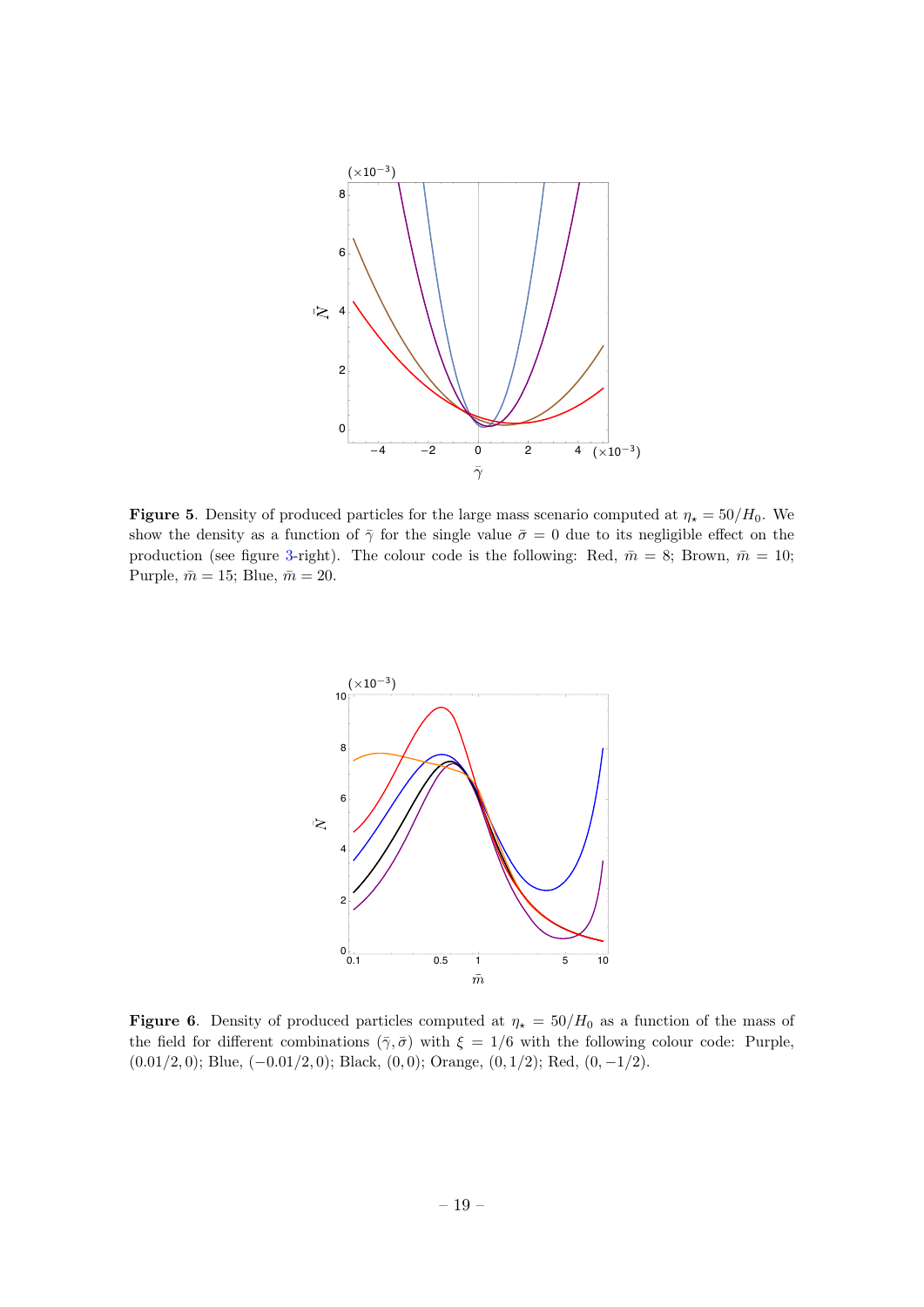**Figure 5**. Density of produced particles for the large mass scenario computed at $\eta_\star = 50/H_0$. We show the density as a function of $\bar{\gamma}$ for the single value $\bar{\sigma} = 0$ due to its negligible effect on the production (see figure 3-right). The colour code is the following: Red, $\bar{m} = 8$; Brown, $\bar{m} = 10$; Purple, $\bar{m} = 15$; Blue, $\bar{m} = 20$.

**Figure 6**. Density of produced particles computed at $\eta_\star = 50/H_0$ as a function of the mass of the field for different combinations $(\bar{\gamma}, \bar{\sigma})$ with $\xi = 1/6$ with the following colour code: Purple, $(0.01/2, 0)$; Blue, $(-0.01/2, 0)$; Black, $(0, 0)$; Orange, $(0, 1/2)$; Red, $(0, -1/2)$.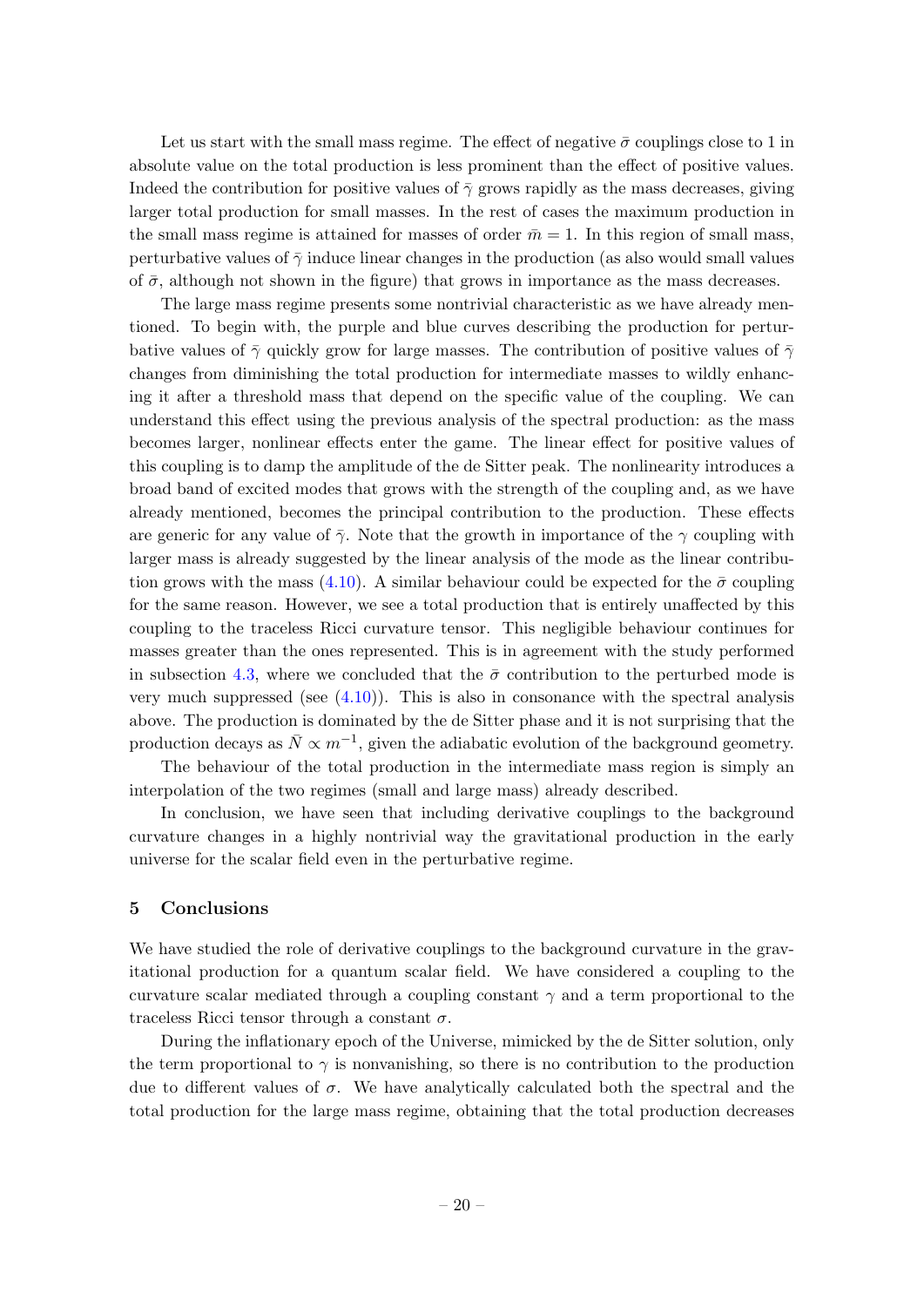Let us start with the small mass regime. The effect of negative $\bar{\sigma}$ couplings close to 1 in absolute value on the total production is less prominent than the effect of positive values. Indeed the contribution for positive values of $\bar{\gamma}$ grows rapidly as the mass decreases, giving larger total production for small masses. In the rest of cases the maximum production in the small mass regime is attained for masses of order $\bar{m} = 1$. In this region of small mass, perturbative values of $\bar{\gamma}$ induce linear changes in the production (as also would small values of $\bar{\sigma}$, although not shown in the figure) that grows in importance as the mass decreases.

The large mass regime presents some nontrivial characteristic as we have already mentioned. To begin with, the purple and blue curves describing the production for perturbative values of $\bar{\gamma}$ quickly grow for large masses. The contribution of positive values of $\bar{\gamma}$ changes from diminishing the total production for intermediate masses to wildly enhancing it after a threshold mass that depend on the specific value of the coupling. We can understand this effect using the previous analysis of the spectral production: as the mass becomes larger, nonlinear effects enter the game. The linear effect for positive values of this coupling is to damp the amplitude of the de Sitter peak. The nonlinearity introduces a broad band of excited modes that grows with the strength of the coupling and, as we have already mentioned, becomes the principal contribution to the production. These effects are generic for any value of $\bar{\gamma}$. Note that the growth in importance of the $\gamma$ coupling with larger mass is already suggested by the linear analysis of the mode as the linear contribution grows with the mass (4.10). A similar behaviour could be expected for the $\bar{\sigma}$ coupling for the same reason. However, we see a total production that is entirely unaffected by this coupling to the traceless Ricci curvature tensor. This negligible behaviour continues for masses greater than the ones represented. This is in agreement with the study performed in subsection 4.3, where we concluded that the $\bar{\sigma}$ contribution to the perturbed mode is very much suppressed (see (4.10)). This is also in consonance with the spectral analysis above. The production is dominated by the de Sitter phase and it is not surprising that the production decays as $\bar{N} \propto m^{-1}$, given the adiabatic evolution of the background geometry.

The behaviour of the total production in the intermediate mass region is simply an interpolation of the two regimes (small and large mass) already described.

In conclusion, we have seen that including derivative couplings to the background curvature changes in a highly nontrivial way the gravitational production in the early universe for the scalar field even in the perturbative regime.

## 5 Conclusions

We have studied the role of derivative couplings to the background curvature in the gravitational production for a quantum scalar field. We have considered a coupling to the curvature scalar mediated through a coupling constant $\gamma$ and a term proportional to the traceless Ricci tensor through a constant $\sigma$.

During the inflationary epoch of the Universe, mimicked by the de Sitter solution, only the term proportional to $\gamma$ is nonvanishing, so there is no contribution to the production due to different values of $\sigma$. We have analytically calculated both the spectral and the total production for the large mass regime, obtaining that the total production decreases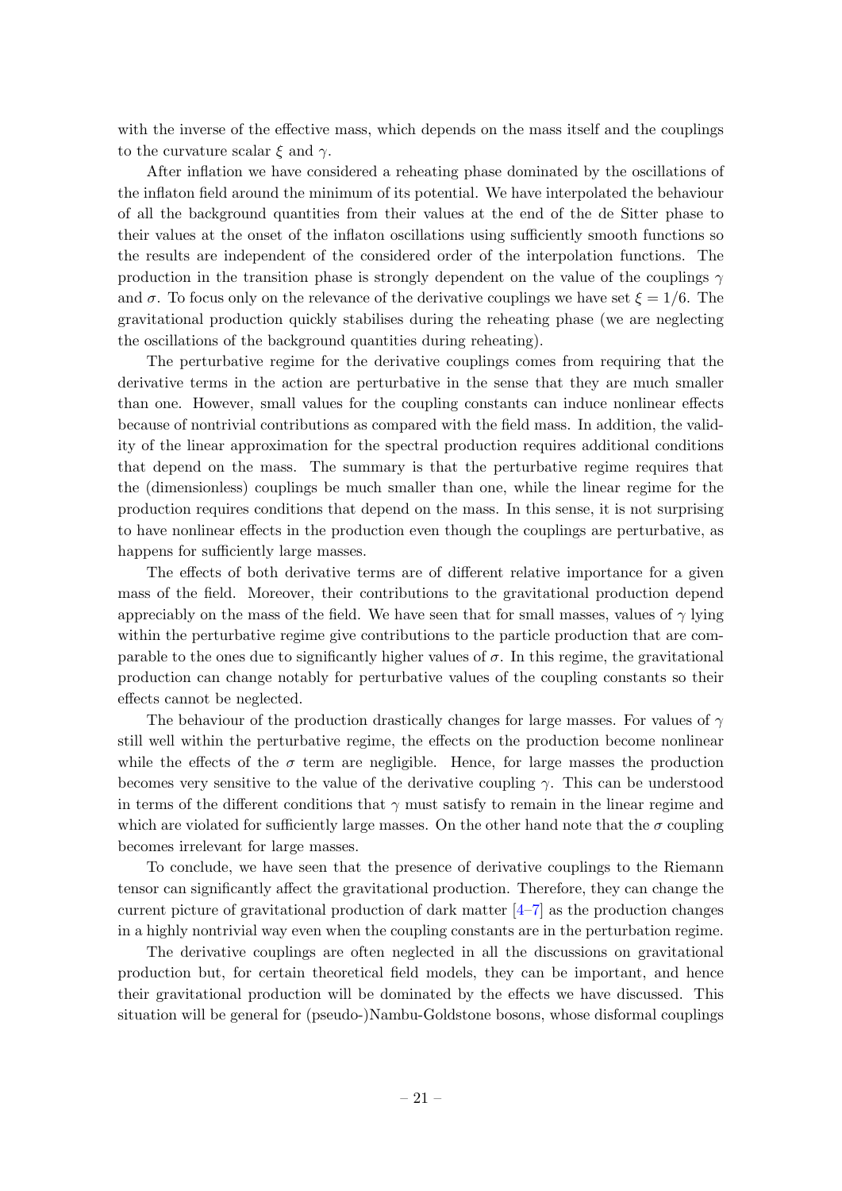with the inverse of the effective mass, which depends on the mass itself and the couplings to the curvature scalar $\xi$ and $\gamma$.

After inflation we have considered a reheating phase dominated by the oscillations of the inflaton field around the minimum of its potential. We have interpolated the behaviour of all the background quantities from their values at the end of the de Sitter phase to their values at the onset of the inflaton oscillations using sufficiently smooth functions so the results are independent of the considered order of the interpolation functions. The production in the transition phase is strongly dependent on the value of the couplings $\gamma$ and $\sigma$. To focus only on the relevance of the derivative couplings we have set $\xi = 1/6$. The gravitational production quickly stabilises during the reheating phase (we are neglecting the oscillations of the background quantities during reheating).

The perturbative regime for the derivative couplings comes from requiring that the derivative terms in the action are perturbative in the sense that they are much smaller than one. However, small values for the coupling constants can induce nonlinear effects because of nontrivial contributions as compared with the field mass. In addition, the validity of the linear approximation for the spectral production requires additional conditions that depend on the mass. The summary is that the perturbative regime requires that the (dimensionless) couplings be much smaller than one, while the linear regime for the production requires conditions that depend on the mass. In this sense, it is not surprising to have nonlinear effects in the production even though the couplings are perturbative, as happens for sufficiently large masses.

The effects of both derivative terms are of different relative importance for a given mass of the field. Moreover, their contributions to the gravitational production depend appreciably on the mass of the field. We have seen that for small masses, values of $\gamma$ lying within the perturbative regime give contributions to the particle production that are comparable to the ones due to significantly higher values of $\sigma$. In this regime, the gravitational production can change notably for perturbative values of the coupling constants so their effects cannot be neglected.

The behaviour of the production drastically changes for large masses. For values of $\gamma$ still well within the perturbative regime, the effects on the production become nonlinear while the effects of the $\sigma$ term are negligible. Hence, for large masses the production becomes very sensitive to the value of the derivative coupling $\gamma$. This can be understood in terms of the different conditions that $\gamma$ must satisfy to remain in the linear regime and which are violated for sufficiently large masses. On the other hand note that the $\sigma$ coupling becomes irrelevant for large masses.

To conclude, we have seen that the presence of derivative couplings to the Riemann tensor can significantly affect the gravitational production. Therefore, they can change the current picture of gravitational production of dark matter [4–7] as the production changes in a highly nontrivial way even when the coupling constants are in the perturbation regime.

The derivative couplings are often neglected in all the discussions on gravitational production but, for certain theoretical field models, they can be important, and hence their gravitational production will be dominated by the effects we have discussed. This situation will be general for (pseudo-)Nambu-Goldstone bosons, whose disformal couplings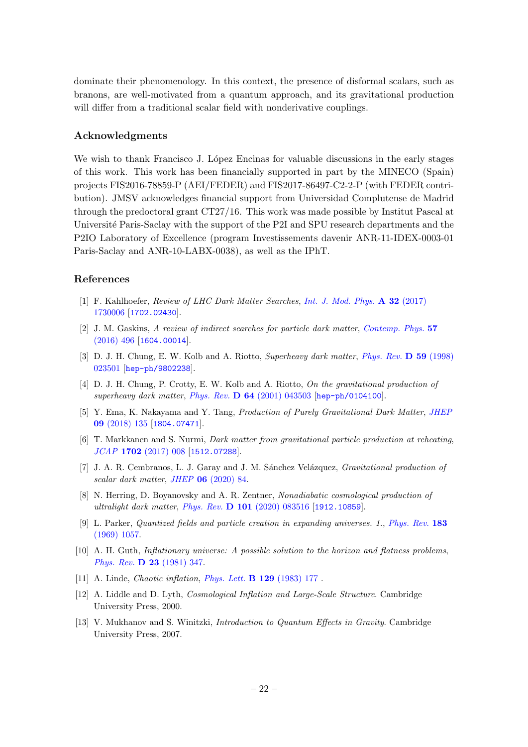dominate their phenomenology. In this context, the presence of disformal scalars, such as branons, are well-motivated from a quantum approach, and its gravitational production will differ from a traditional scalar field with nonderivative couplings.

## Acknowledgments

We wish to thank Francisco J. López Encinas for valuable discussions in the early stages of this work. This work has been financially supported in part by the MINECO (Spain) projects FIS2016-78859-P (AEI/FEDER) and FIS2017-86497-C2-2-P (with FEDER contribution). JMSV acknowledges financial support from Universidad Complutense de Madrid through the predoctoral grant CT27/16. This work was made possible by Institut Pascal at Université Paris-Saclay with the support of the P2I and SPU research departments and the P2IO Laboratory of Excellence (program Investissements davenir ANR-11-IDEX-0003-01 Paris-Saclay and ANR-10-LABX-0038), as well as the IPhT.

## References

[1] F. Kahlhoefer, *Review of LHC Dark Matter Searches*, *Int. J. Mod. Phys.* **A 32** (2017) 1730006 [1702.02430].

[2] J. M. Gaskins, *A review of indirect searches for particle dark matter*, *Contemp. Phys.* **57** (2016) 496 [1604.00014].

[3] D. J. H. Chung, E. W. Kolb and A. Riotto, *Superheavy dark matter*, *Phys. Rev.* **D 59** (1998) 023501 [hep-ph/9802238].

[4] D. J. H. Chung, P. Crotty, E. W. Kolb and A. Riotto, *On the gravitational production of superheavy dark matter*, *Phys. Rev.* **D 64** (2001) 043503 [hep-ph/0104100].

[5] Y. Ema, K. Nakayama and Y. Tang, *Production of Purely Gravitational Dark Matter*, *JHEP* **09** (2018) 135 [1804.07471].

[6] T. Markkanen and S. Nurmi, *Dark matter from gravitational particle production at reheating*, *JCAP* **1702** (2017) 008 [1512.07288].

[7] J. A. R. Cembranos, L. J. Garay and J. M. Sánchez Velázquez, *Gravitational production of scalar dark matter*, *JHEP* **06** (2020) 84.

[8] N. Herring, D. Boyanovsky and A. R. Zentner, *Nonadiabatic cosmological production of ultralight dark matter*, *Phys. Rev.* **D 101** (2020) 083516 [1912.10859].

[9] L. Parker, *Quantized fields and particle creation in expanding universes. 1.*, *Phys. Rev.* **183** (1969) 1057.

[10] A. H. Guth, *Inflationary universe: A possible solution to the horizon and flatness problems*, *Phys. Rev.* **D 23** (1981) 347.

[11] A. Linde, *Chaotic inflation*, *Phys. Lett.* **B 129** (1983) 177 .

[12] A. Liddle and D. Lyth, *Cosmological Inflation and Large-Scale Structure*. Cambridge University Press, 2000.

[13] V. Mukhanov and S. Winitzki, *Introduction to Quantum Effects in Gravity*. Cambridge University Press, 2007.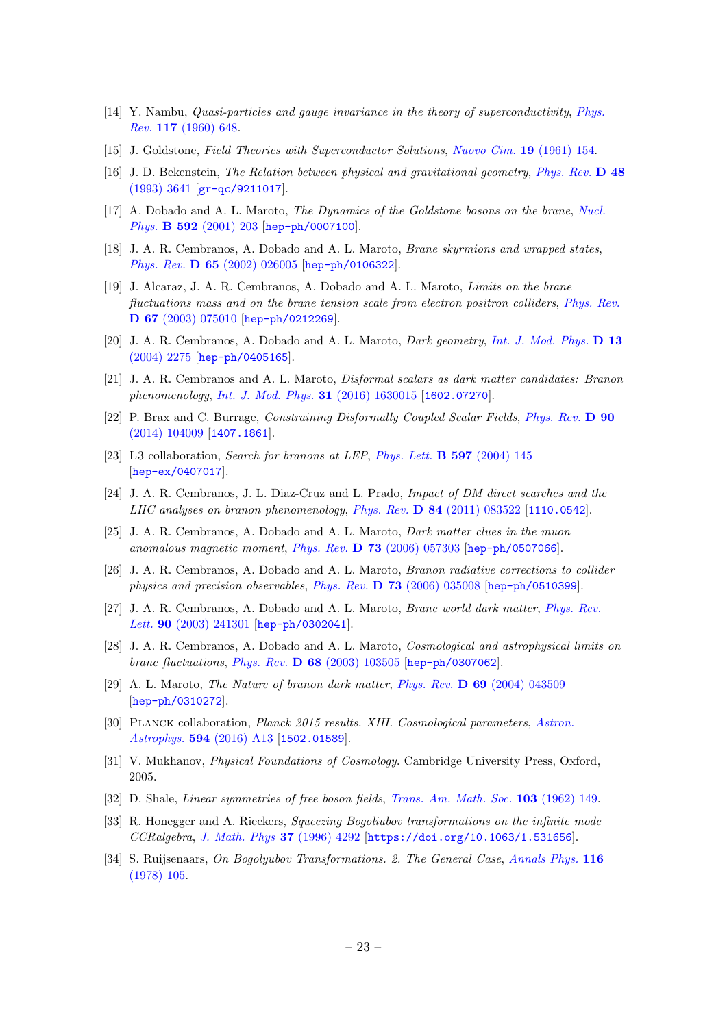[14] Y. Nambu, *Quasi-particles and gauge invariance in the theory of superconductivity*, *Phys. Rev.* **117** (1960) 648.

[15] J. Goldstone, *Field Theories with Superconductor Solutions*, *Nuovo Cim.* **19** (1961) 154.

[16] J. D. Bekenstein, *The Relation between physical and gravitational geometry*, *Phys. Rev.* **D 48** (1993) 3641 [gr-qc/9211017].

[17] A. Dobado and A. L. Maroto, *The Dynamics of the Goldstone bosons on the brane*, *Nucl. Phys.* **B 592** (2001) 203 [hep-ph/0007100].

[18] J. A. R. Cembranos, A. Dobado and A. L. Maroto, *Brane skyrmions and wrapped states*, *Phys. Rev.* **D 65** (2002) 026005 [hep-ph/0106322].

[19] J. Alcaraz, J. A. R. Cembranos, A. Dobado and A. L. Maroto, *Limits on the brane fluctuations mass and on the brane tension scale from electron positron colliders*, *Phys. Rev.* **D 67** (2003) 075010 [hep-ph/0212269].

[20] J. A. R. Cembranos, A. Dobado and A. L. Maroto, *Dark geometry*, *Int. J. Mod. Phys.* **D 13** (2004) 2275 [hep-ph/0405165].

[21] J. A. R. Cembranos and A. L. Maroto, *Disformal scalars as dark matter candidates: Branon phenomenology*, *Int. J. Mod. Phys.* **31** (2016) 1630015 [1602.07270].

[22] P. Brax and C. Burrage, *Constraining Disformally Coupled Scalar Fields*, *Phys. Rev.* **D 90** (2014) 104009 [1407.1861].

[23] L3 collaboration, *Search for branons at LEP*, *Phys. Lett.* **B 597** (2004) 145 [hep-ex/0407017].

[24] J. A. R. Cembranos, J. L. Diaz-Cruz and L. Prado, *Impact of DM direct searches and the LHC analyses on branon phenomenology*, *Phys. Rev.* **D 84** (2011) 083522 [1110.0542].

[25] J. A. R. Cembranos, A. Dobado and A. L. Maroto, *Dark matter clues in the muon anomalous magnetic moment*, *Phys. Rev.* **D 73** (2006) 057303 [hep-ph/0507066].

[26] J. A. R. Cembranos, A. Dobado and A. L. Maroto, *Branon radiative corrections to collider physics and precision observables*, *Phys. Rev.* **D 73** (2006) 035008 [hep-ph/0510399].

[27] J. A. R. Cembranos, A. Dobado and A. L. Maroto, *Brane world dark matter*, *Phys. Rev. Lett.* **90** (2003) 241301 [hep-ph/0302041].

[28] J. A. R. Cembranos, A. Dobado and A. L. Maroto, *Cosmological and astrophysical limits on brane fluctuations*, *Phys. Rev.* **D 68** (2003) 103505 [hep-ph/0307062].

[29] A. L. Maroto, *The Nature of branon dark matter*, *Phys. Rev.* **D 69** (2004) 043509 [hep-ph/0310272].

[30] Planck collaboration, *Planck 2015 results. XIII. Cosmological parameters*, *Astron. Astrophys.* **594** (2016) A13 [1502.01589].

[31] V. Mukhanov, *Physical Foundations of Cosmology*. Cambridge University Press, Oxford, 2005.

[32] D. Shale, *Linear symmetries of free boson fields*, *Trans. Am. Math. Soc.* **103** (1962) 149.

[33] R. Honegger and A. Rieckers, *Squeezing Bogoliubov transformations on the infinite mode CCRalgebra*, *J. Math. Phys* **37** (1996) 4292 [https://doi.org/10.1063/1.531656].

[34] S. Ruijsenaars, *On Bogolyubov Transformations. 2. The General Case*, *Annals Phys.* **116** (1978) 105.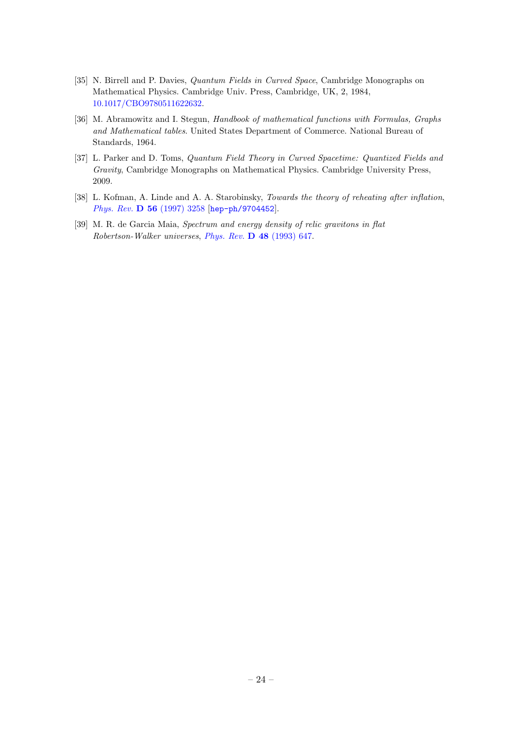[35] N. Birrell and P. Davies, *Quantum Fields in Curved Space*, Cambridge Monographs on Mathematical Physics. Cambridge Univ. Press, Cambridge, UK, 2, 1984, 10.1017/CBO9780511622632.

[36] M. Abramowitz and I. Stegun, *Handbook of mathematical functions with Formulas, Graphs and Mathematical tables*. United States Department of Commerce. National Bureau of Standards, 1964.

[37] L. Parker and D. Toms, *Quantum Field Theory in Curved Spacetime: Quantized Fields and Gravity*, Cambridge Monographs on Mathematical Physics. Cambridge University Press, 2009.

[38] L. Kofman, A. Linde and A. A. Starobinsky, *Towards the theory of reheating after inflation*, *Phys. Rev.* **D 56** (1997) 3258 [hep-ph/9704452].

[39] M. R. de Garcia Maia, *Spectrum and energy density of relic gravitons in flat Robertson-Walker universes*, *Phys. Rev.* **D 48** (1993) 647.